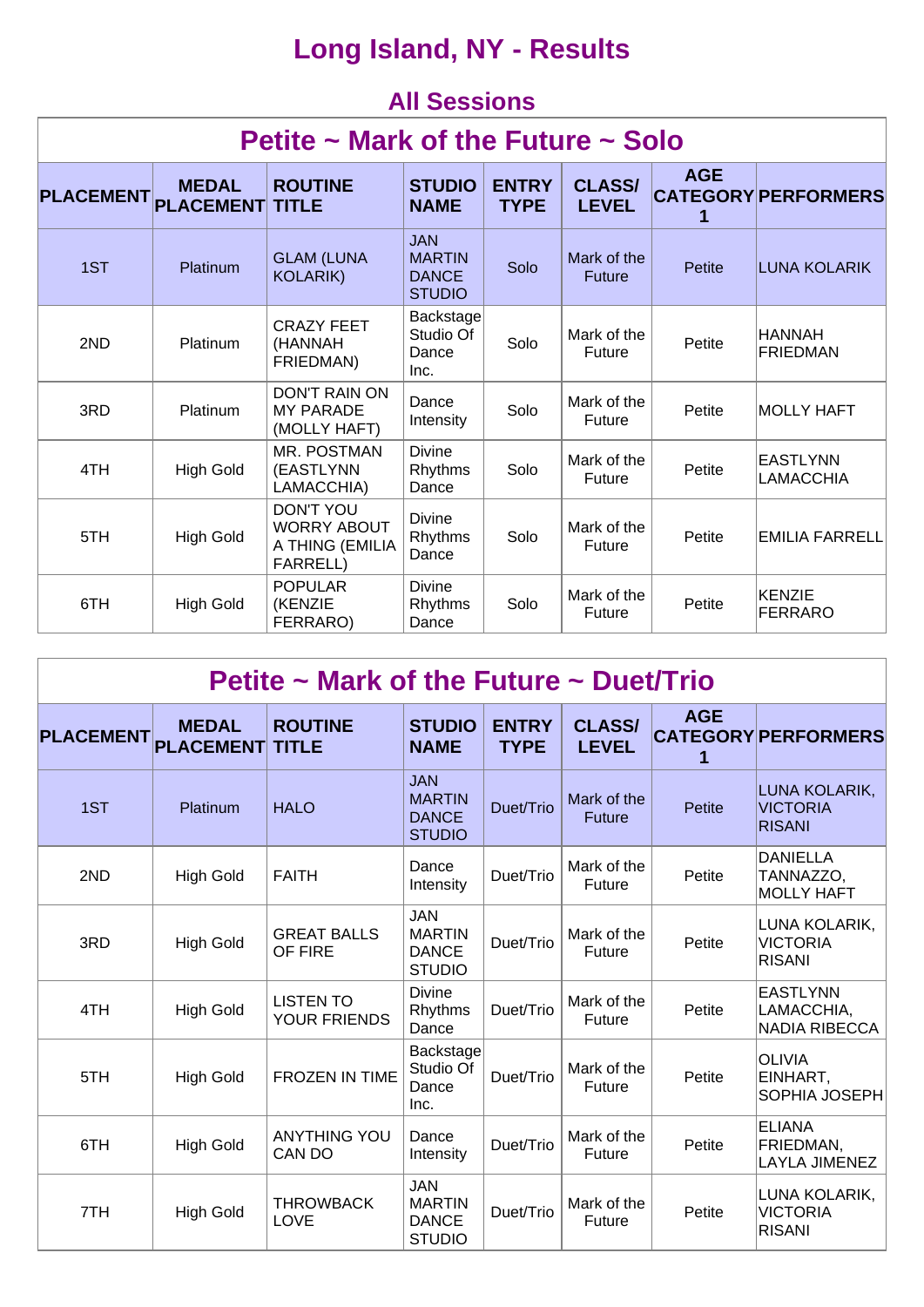# Long Island, NY - Results

## All Sessions

### Petite ~ Mark of the Future ~ Solo

| PLACEMENT | MEDAL PLACEMENT | ROUTINE TITLE | STUDIO NAME | ENTRY TYPE | CLASS/ LEVEL | AGE CATEGORY 1 | PERFORMERS |
|---|---|---|---|---|---|---|---|
| 1ST | Platinum | GLAM (LUNA KOLARIK) | JAN MARTIN DANCE STUDIO | Solo | Mark of the Future | Petite | LUNA KOLARIK |
| 2ND | Platinum | CRAZY FEET (HANNAH FRIEDMAN) | Backstage Studio Of Dance Inc. | Solo | Mark of the Future | Petite | HANNAH FRIEDMAN |
| 3RD | Platinum | DON'T RAIN ON MY PARADE (MOLLY HAFT) | Dance Intensity | Solo | Mark of the Future | Petite | MOLLY HAFT |
| 4TH | High Gold | MR. POSTMAN (EASTLYNN LAMACCHIA) | Divine Rhythms Dance | Solo | Mark of the Future | Petite | EASTLYNN LAMACCHIA |
| 5TH | High Gold | DON'T YOU WORRY ABOUT A THING (EMILIA FARRELL) | Divine Rhythms Dance | Solo | Mark of the Future | Petite | EMILIA FARRELL |
| 6TH | High Gold | POPULAR (KENZIE FERRARO) | Divine Rhythms Dance | Solo | Mark of the Future | Petite | KENZIE FERRARO |

### Petite ~ Mark of the Future ~ Duet/Trio

| PLACEMENT | MEDAL PLACEMENT | ROUTINE TITLE | STUDIO NAME | ENTRY TYPE | CLASS/ LEVEL | AGE CATEGORY 1 | PERFORMERS |
|---|---|---|---|---|---|---|---|
| 1ST | Platinum | HALO | JAN MARTIN DANCE STUDIO | Duet/Trio | Mark of the Future | Petite | LUNA KOLARIK, VICTORIA RISANI |
| 2ND | High Gold | FAITH | Dance Intensity | Duet/Trio | Mark of the Future | Petite | DANIELLA TANNAZZO, MOLLY HAFT |
| 3RD | High Gold | GREAT BALLS OF FIRE | JAN MARTIN DANCE STUDIO | Duet/Trio | Mark of the Future | Petite | LUNA KOLARIK, VICTORIA RISANI |
| 4TH | High Gold | LISTEN TO YOUR FRIENDS | Divine Rhythms Dance | Duet/Trio | Mark of the Future | Petite | EASTLYNN LAMACCHIA, NADIA RIBECCA |
| 5TH | High Gold | FROZEN IN TIME | Backstage Studio Of Dance Inc. | Duet/Trio | Mark of the Future | Petite | OLIVIA EINHART, SOPHIA JOSEPH |
| 6TH | High Gold | ANYTHING YOU CAN DO | Dance Intensity | Duet/Trio | Mark of the Future | Petite | ELIANA FRIEDMAN, LAYLA JIMENEZ |
| 7TH | High Gold | THROWBACK LOVE | JAN MARTIN DANCE STUDIO | Duet/Trio | Mark of the Future | Petite | LUNA KOLARIK, VICTORIA RISANI |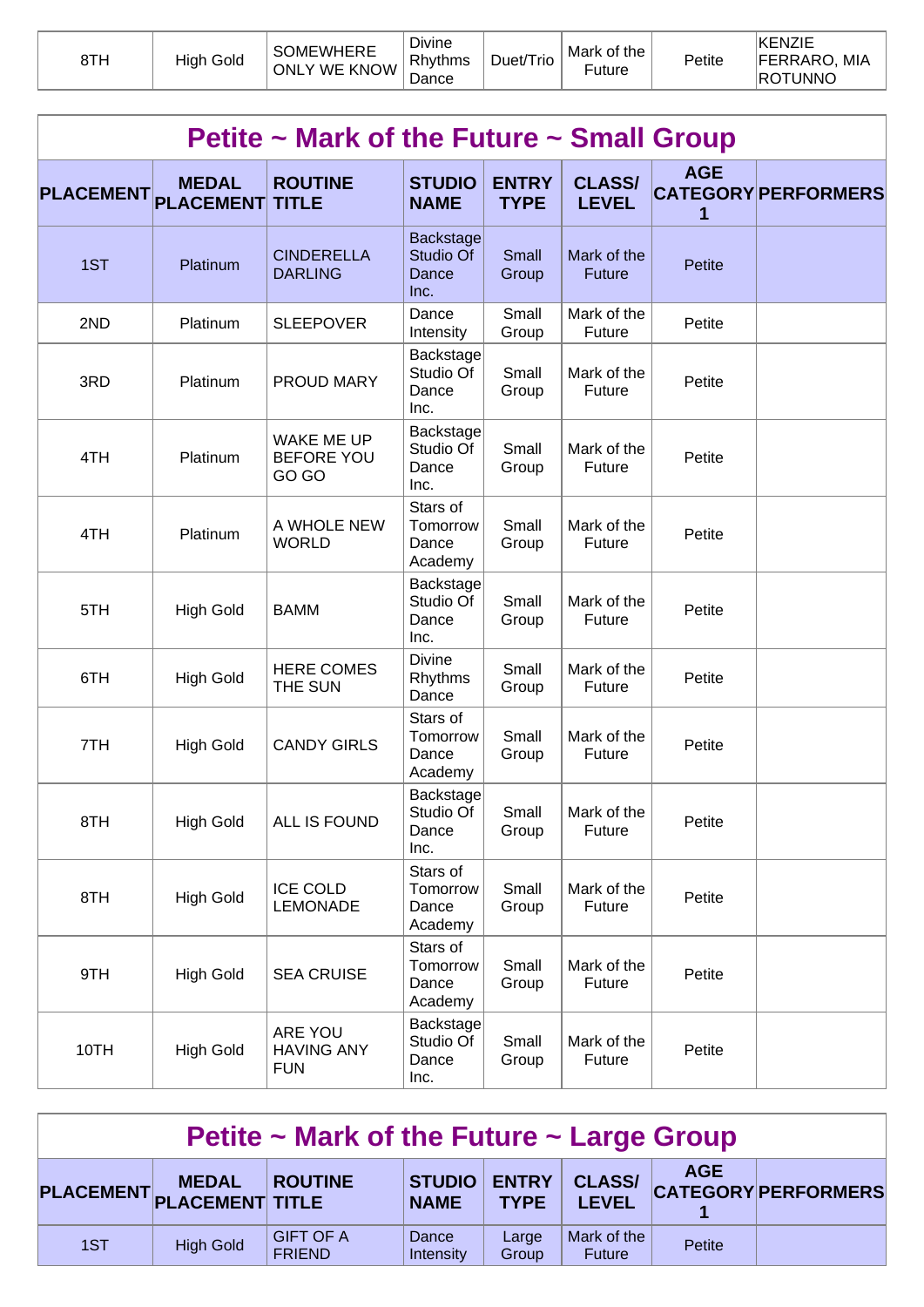| 8TH | High Gold | SOMEWHERE ONLY WE KNOW | Divine Rhythms Dance | Duet/Trio | Mark of the Future | Petite | KENZIE FERRARO, MIA ROTUNNO |
|---|---|---|---|---|---|---|---|

## Petite ~ Mark of the Future ~ Small Group

| PLACEMENT | MEDAL PLACEMENT | ROUTINE TITLE | STUDIO NAME | ENTRY TYPE | CLASS/ LEVEL | AGE CATEGORY 1 | PERFORMERS |
|---|---|---|---|---|---|---|---|
| 1ST | Platinum | CINDERELLA DARLING | Backstage Studio Of Dance Inc. | Small Group | Mark of the Future | Petite | |
| 2ND | Platinum | SLEEPOVER | Dance Intensity | Small Group | Mark of the Future | Petite | |
| 3RD | Platinum | PROUD MARY | Backstage Studio Of Dance Inc. | Small Group | Mark of the Future | Petite | |
| 4TH | Platinum | WAKE ME UP BEFORE YOU GO GO | Backstage Studio Of Dance Inc. | Small Group | Mark of the Future | Petite | |
| 4TH | Platinum | A WHOLE NEW WORLD | Stars of Tomorrow Dance Academy | Small Group | Mark of the Future | Petite | |
| 5TH | High Gold | BAMM | Backstage Studio Of Dance Inc. | Small Group | Mark of the Future | Petite | |
| 6TH | High Gold | HERE COMES THE SUN | Divine Rhythms Dance | Small Group | Mark of the Future | Petite | |
| 7TH | High Gold | CANDY GIRLS | Stars of Tomorrow Dance Academy | Small Group | Mark of the Future | Petite | |
| 8TH | High Gold | ALL IS FOUND | Backstage Studio Of Dance Inc. | Small Group | Mark of the Future | Petite | |
| 8TH | High Gold | ICE COLD LEMONADE | Stars of Tomorrow Dance Academy | Small Group | Mark of the Future | Petite | |
| 9TH | High Gold | SEA CRUISE | Stars of Tomorrow Dance Academy | Small Group | Mark of the Future | Petite | |
| 10TH | High Gold | ARE YOU HAVING ANY FUN | Backstage Studio Of Dance Inc. | Small Group | Mark of the Future | Petite | |

## Petite ~ Mark of the Future ~ Large Group

| PLACEMENT | MEDAL PLACEMENT | ROUTINE TITLE | STUDIO NAME | ENTRY TYPE | CLASS/ LEVEL | AGE CATEGORY 1 | PERFORMERS |
|---|---|---|---|---|---|---|---|
| 1ST | High Gold | GIFT OF A FRIEND | Dance Intensity | Large Group | Mark of the Future | Petite | |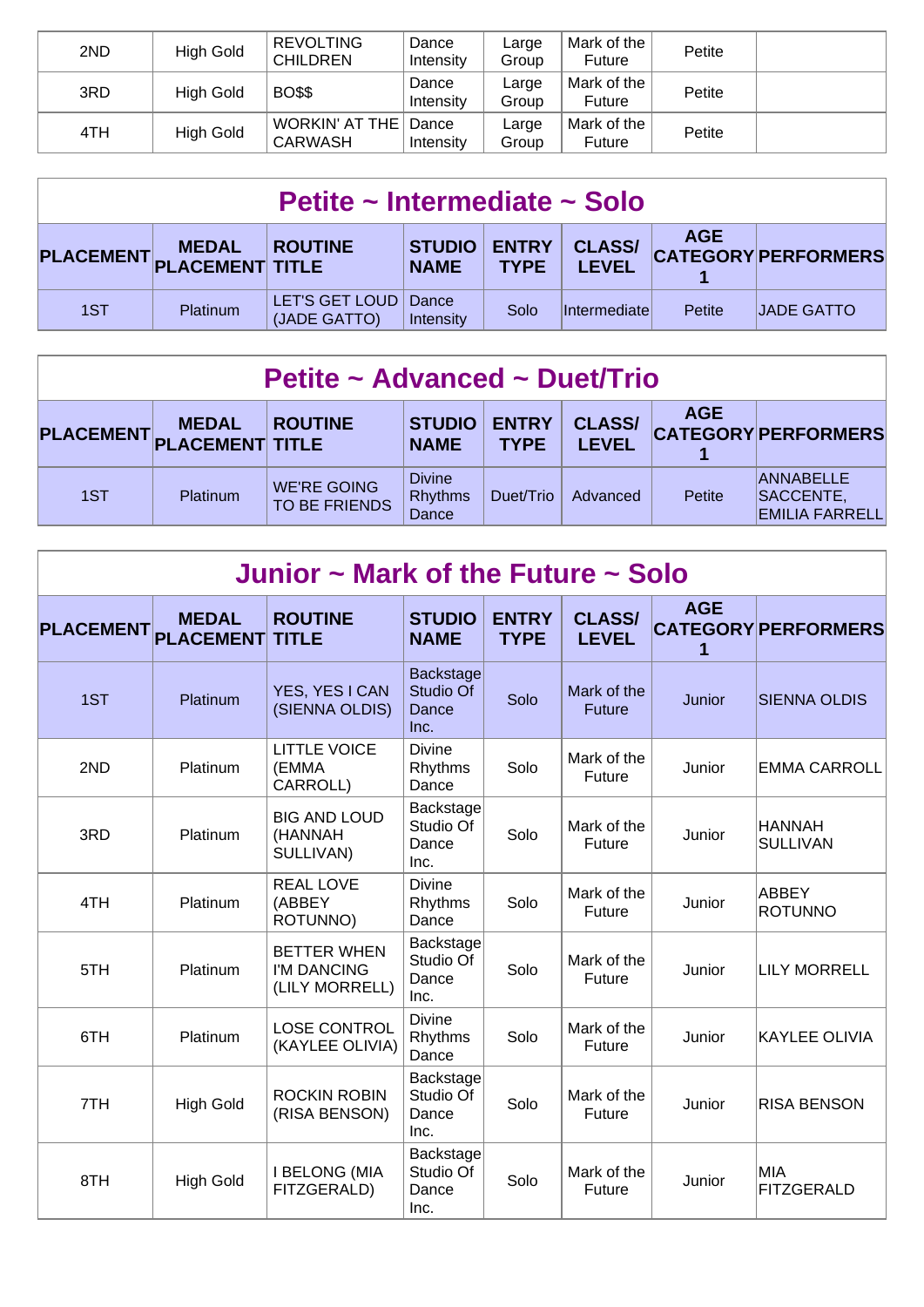| 2ND | High Gold | REVOLTING CHILDREN | Dance Intensity | Large Group | Mark of the Future | Petite | |
|---|---|---|---|---|---|---|---|
| 3RD | High Gold | BO$$ | Dance Intensity | Large Group | Mark of the Future | Petite | |
| 4TH | High Gold | WORKIN' AT THE CARWASH | Dance Intensity | Large Group | Mark of the Future | Petite | |

## Petite ~ Intermediate ~ Solo

| PLACEMENT | MEDAL PLACEMENT | ROUTINE TITLE | STUDIO NAME | ENTRY TYPE | CLASS/ LEVEL | AGE CATEGORY 1 | PERFORMERS |
|---|---|---|---|---|---|---|---|
| 1ST | Platinum | LET'S GET LOUD (JADE GATTO) | Dance Intensity | Solo | Intermediate | Petite | JADE GATTO |

## Petite ~ Advanced ~ Duet/Trio

| PLACEMENT | MEDAL PLACEMENT | ROUTINE TITLE | STUDIO NAME | ENTRY TYPE | CLASS/ LEVEL | AGE CATEGORY 1 | PERFORMERS |
|---|---|---|---|---|---|---|---|
| 1ST | Platinum | WE'RE GOING TO BE FRIENDS | Divine Rhythms Dance | Duet/Trio | Advanced | Petite | ANNABELLE SACCENTE, EMILIA FARRELL |

## Junior ~ Mark of the Future ~ Solo

| PLACEMENT | MEDAL PLACEMENT | ROUTINE TITLE | STUDIO NAME | ENTRY TYPE | CLASS/ LEVEL | AGE CATEGORY 1 | PERFORMERS |
|---|---|---|---|---|---|---|---|
| 1ST | Platinum | YES, YES I CAN (SIENNA OLDIS) | Backstage Studio Of Dance Inc. | Solo | Mark of the Future | Junior | SIENNA OLDIS |
| 2ND | Platinum | LITTLE VOICE (EMMA CARROLL) | Divine Rhythms Dance | Solo | Mark of the Future | Junior | EMMA CARROLL |
| 3RD | Platinum | BIG AND LOUD (HANNAH SULLIVAN) | Backstage Studio Of Dance Inc. | Solo | Mark of the Future | Junior | HANNAH SULLIVAN |
| 4TH | Platinum | REAL LOVE (ABBEY ROTUNNO) | Divine Rhythms Dance | Solo | Mark of the Future | Junior | ABBEY ROTUNNO |
| 5TH | Platinum | BETTER WHEN I'M DANCING (LILY MORRELL) | Backstage Studio Of Dance Inc. | Solo | Mark of the Future | Junior | LILY MORRELL |
| 6TH | Platinum | LOSE CONTROL (KAYLEE OLIVIA) | Divine Rhythms Dance | Solo | Mark of the Future | Junior | KAYLEE OLIVIA |
| 7TH | High Gold | ROCKIN ROBIN (RISA BENSON) | Backstage Studio Of Dance Inc. | Solo | Mark of the Future | Junior | RISA BENSON |
| 8TH | High Gold | I BELONG (MIA FITZGERALD) | Backstage Studio Of Dance Inc. | Solo | Mark of the Future | Junior | MIA FITZGERALD |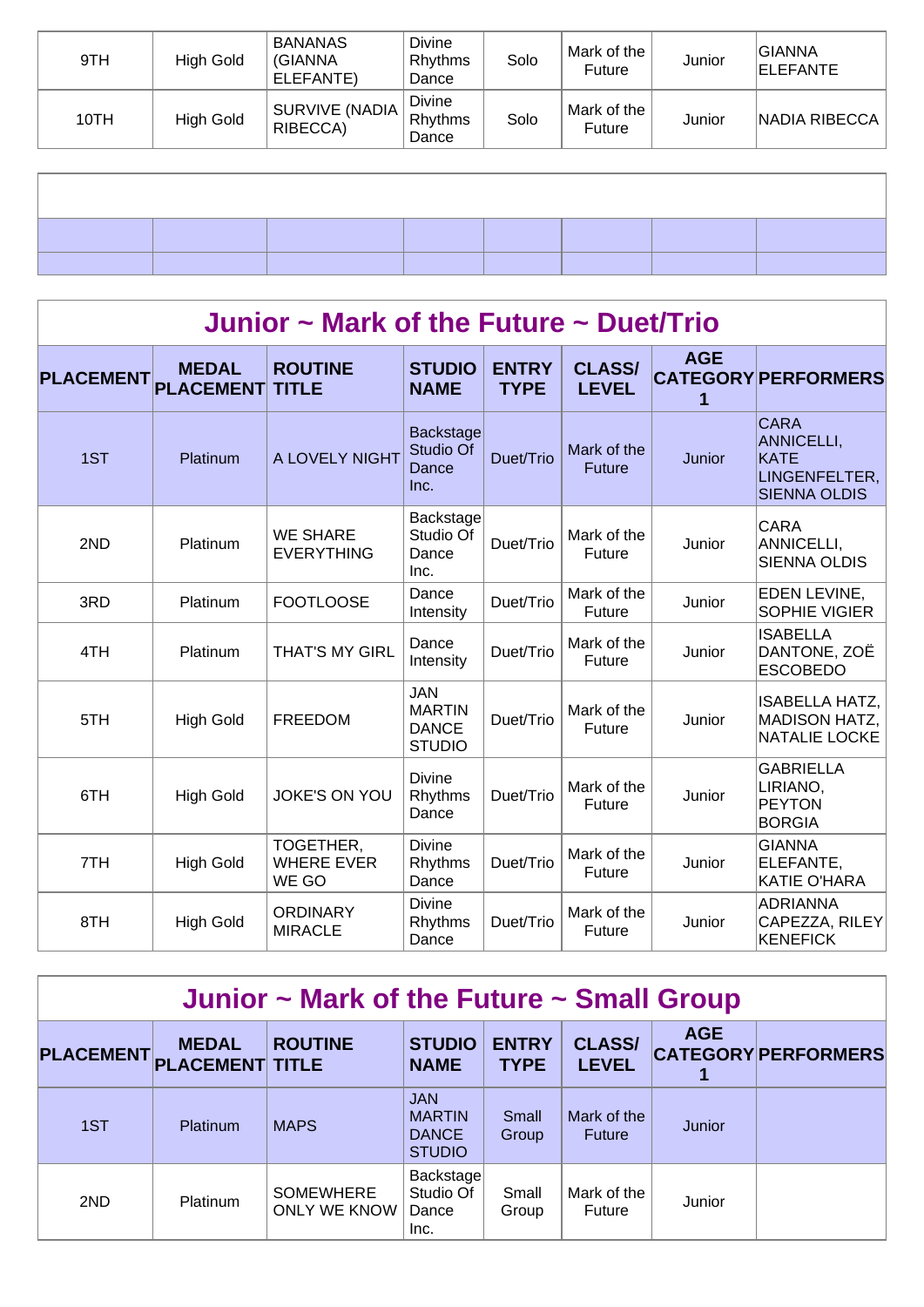| 9TH | High Gold | BANANAS (GIANNA ELEFANTE) | Divine Rhythms Dance | Solo | Mark of the Future | Junior | GIANNA ELEFANTE |
|---|---|---|---|---|---|---|---|
| 10TH | High Gold | SURVIVE (NADIA RIBECCA) | Divine Rhythms Dance | Solo | Mark of the Future | Junior | NADIA RIBECCA |

## Junior ~ Mark of the Future ~ Duet/Trio

| PLACEMENT | MEDAL PLACEMENT | ROUTINE TITLE | STUDIO NAME | ENTRY TYPE | CLASS/ LEVEL | AGE CATEGORY 1 | PERFORMERS |
|---|---|---|---|---|---|---|---|
| 1ST | Platinum | A LOVELY NIGHT | Backstage Studio Of Dance Inc. | Duet/Trio | Mark of the Future | Junior | CARA ANNICELLI, KATE LINGENFELTER, SIENNA OLDIS |
| 2ND | Platinum | WE SHARE EVERYTHING | Backstage Studio Of Dance Inc. | Duet/Trio | Mark of the Future | Junior | CARA ANNICELLI, SIENNA OLDIS |
| 3RD | Platinum | FOOTLOOSE | Dance Intensity | Duet/Trio | Mark of the Future | Junior | EDEN LEVINE, SOPHIE VIGIER |
| 4TH | Platinum | THAT'S MY GIRL | Dance Intensity | Duet/Trio | Mark of the Future | Junior | ISABELLA DANTONE, ZOË ESCOBEDO |
| 5TH | High Gold | FREEDOM | JAN MARTIN DANCE STUDIO | Duet/Trio | Mark of the Future | Junior | ISABELLA HATZ, MADISON HATZ, NATALIE LOCKE |
| 6TH | High Gold | JOKE'S ON YOU | Divine Rhythms Dance | Duet/Trio | Mark of the Future | Junior | GABRIELLA LIRIANO, PEYTON BORGIA |
| 7TH | High Gold | TOGETHER, WHERE EVER WE GO | Divine Rhythms Dance | Duet/Trio | Mark of the Future | Junior | GIANNA ELEFANTE, KATIE O'HARA |
| 8TH | High Gold | ORDINARY MIRACLE | Divine Rhythms Dance | Duet/Trio | Mark of the Future | Junior | ADRIANNA CAPEZZA, RILEY KENEFICK |

## Junior ~ Mark of the Future ~ Small Group

| PLACEMENT | MEDAL PLACEMENT | ROUTINE TITLE | STUDIO NAME | ENTRY TYPE | CLASS/ LEVEL | AGE CATEGORY 1 | PERFORMERS |
|---|---|---|---|---|---|---|---|
| 1ST | Platinum | MAPS | JAN MARTIN DANCE STUDIO | Small Group | Mark of the Future | Junior | |
| 2ND | Platinum | SOMEWHERE ONLY WE KNOW | Backstage Studio Of Dance Inc. | Small Group | Mark of the Future | Junior | |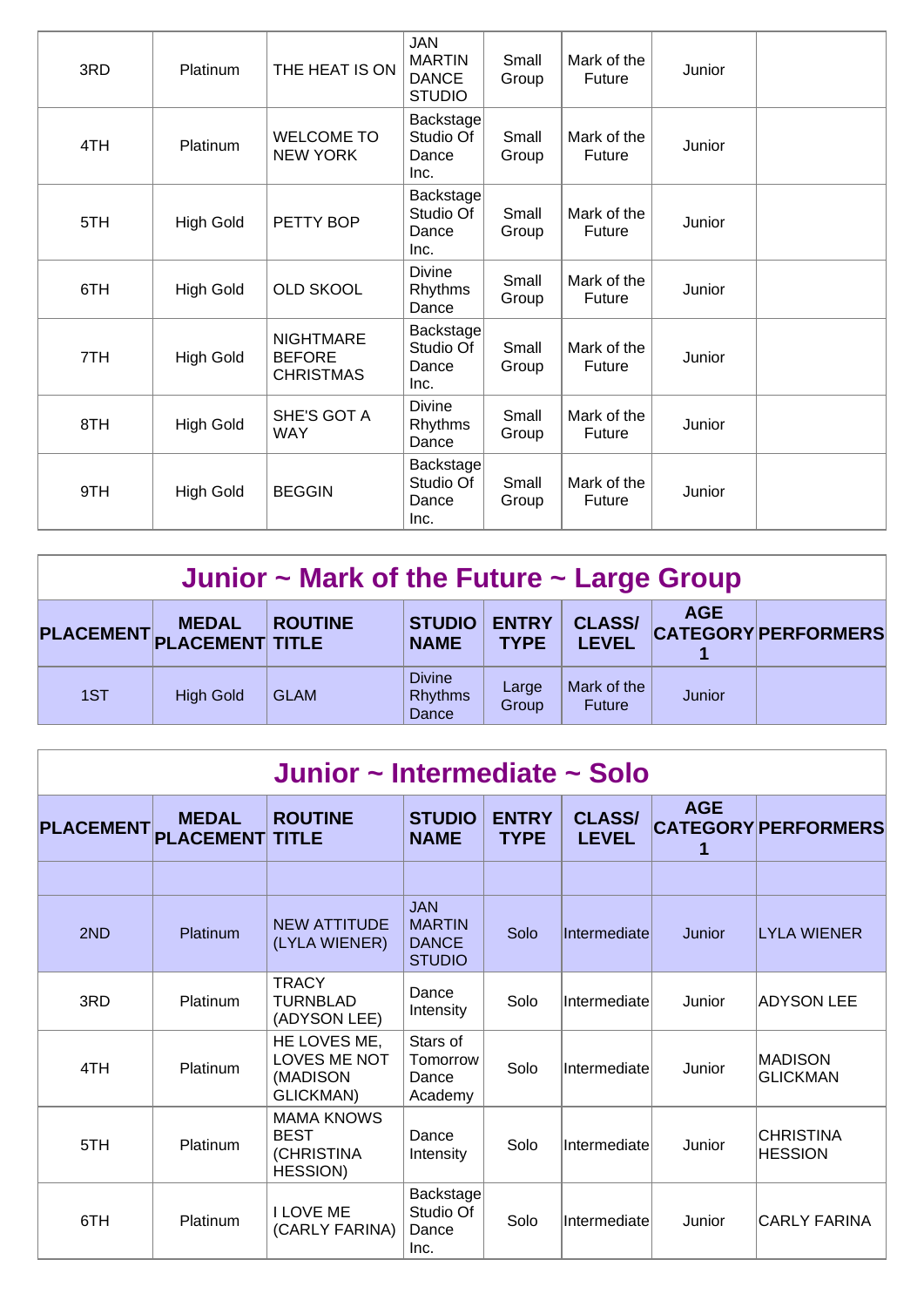| 3RD | Platinum | THE HEAT IS ON | JAN MARTIN DANCE STUDIO | Small Group | Mark of the Future | Junior | |
|---|---|---|---|---|---|---|---|
| 4TH | Platinum | WELCOME TO NEW YORK | Backstage Studio Of Dance Inc. | Small Group | Mark of the Future | Junior | |
| 5TH | High Gold | PETTY BOP | Backstage Studio Of Dance Inc. | Small Group | Mark of the Future | Junior | |
| 6TH | High Gold | OLD SKOOL | Divine Rhythms Dance | Small Group | Mark of the Future | Junior | |
| 7TH | High Gold | NIGHTMARE BEFORE CHRISTMAS | Backstage Studio Of Dance Inc. | Small Group | Mark of the Future | Junior | |
| 8TH | High Gold | SHE'S GOT A WAY | Divine Rhythms Dance | Small Group | Mark of the Future | Junior | |
| 9TH | High Gold | BEGGIN | Backstage Studio Of Dance Inc. | Small Group | Mark of the Future | Junior | |

## Junior ~ Mark of the Future ~ Large Group

| PLACEMENT | MEDAL PLACEMENT | ROUTINE TITLE | STUDIO NAME | ENTRY TYPE | CLASS/ LEVEL | AGE CATEGORY 1 | PERFORMERS |
|---|---|---|---|---|---|---|---|
| 1ST | High Gold | GLAM | Divine Rhythms Dance | Large Group | Mark of the Future | Junior | |

## Junior ~ Intermediate ~ Solo

| PLACEMENT | MEDAL PLACEMENT | ROUTINE TITLE | STUDIO NAME | ENTRY TYPE | CLASS/ LEVEL | AGE CATEGORY 1 | PERFORMERS |
|---|---|---|---|---|---|---|---|
| | | | | | | | |
| 2ND | Platinum | NEW ATTITUDE (LYLA WIENER) | JAN MARTIN DANCE STUDIO | Solo | Intermediate | Junior | LYLA WIENER |
| 3RD | Platinum | TRACY TURNBLAD (ADYSON LEE) | Dance Intensity | Solo | Intermediate | Junior | ADYSON LEE |
| 4TH | Platinum | HE LOVES ME, LOVES ME NOT (MADISON GLICKMAN) | Stars of Tomorrow Dance Academy | Solo | Intermediate | Junior | MADISON GLICKMAN |
| 5TH | Platinum | MAMA KNOWS BEST (CHRISTINA HESSION) | Dance Intensity | Solo | Intermediate | Junior | CHRISTINA HESSION |
| 6TH | Platinum | I LOVE ME (CARLY FARINA) | Backstage Studio Of Dance Inc. | Solo | Intermediate | Junior | CARLY FARINA |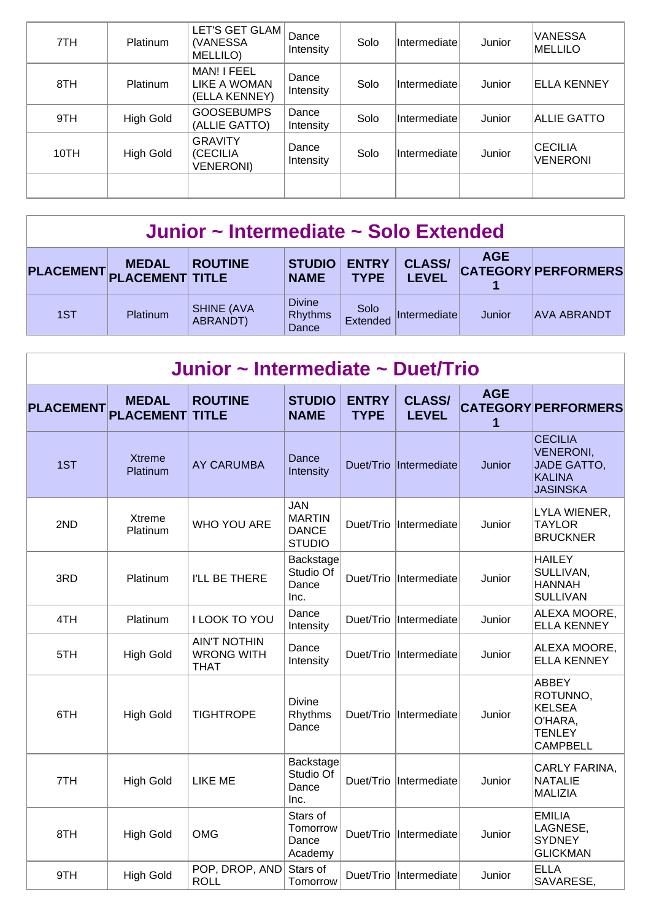| 7TH | Platinum | LET'S GET GLAM (VANESSA MELLILO) | Dance Intensity | Solo | Intermediate | Junior | VANESSA MELLILO |
|---|---|---|---|---|---|---|---|
| 8TH | Platinum | MAN! I FEEL LIKE A WOMAN (ELLA KENNEY) | Dance Intensity | Solo | Intermediate | Junior | ELLA KENNEY |
| 9TH | High Gold | GOOSEBUMPS (ALLIE GATTO) | Dance Intensity | Solo | Intermediate | Junior | ALLIE GATTO |
| 10TH | High Gold | GRAVITY (CECILIA VENERONI) | Dance Intensity | Solo | Intermediate | Junior | CECILIA VENERONI |
| | | | | | | | |

## Junior ~ Intermediate ~ Solo Extended

| PLACEMENT | MEDAL PLACEMENT | ROUTINE TITLE | STUDIO NAME | ENTRY TYPE | CLASS/ LEVEL | AGE CATEGORY 1 | PERFORMERS |
|---|---|---|---|---|---|---|---|
| 1ST | Platinum | SHINE (AVA ABRANDT) | Divine Rhythms Dance | Solo Extended | Intermediate | Junior | AVA ABRANDT |

## Junior ~ Intermediate ~ Duet/Trio

| PLACEMENT | MEDAL PLACEMENT | ROUTINE TITLE | STUDIO NAME | ENTRY TYPE | CLASS/ LEVEL | AGE CATEGORY 1 | PERFORMERS |
|---|---|---|---|---|---|---|---|
| 1ST | Xtreme Platinum | AY CARUMBA | Dance Intensity | Duet/Trio | Intermediate | Junior | CECILIA VENERONI, JADE GATTO, KALINA JASINSKA |
| 2ND | Xtreme Platinum | WHO YOU ARE | JAN MARTIN DANCE STUDIO | Duet/Trio | Intermediate | Junior | LYLA WIENER, TAYLOR BRUCKNER |
| 3RD | Platinum | I'LL BE THERE | Backstage Studio Of Dance Inc. | Duet/Trio | Intermediate | Junior | HAILEY SULLIVAN, HANNAH SULLIVAN |
| 4TH | Platinum | I LOOK TO YOU | Dance Intensity | Duet/Trio | Intermediate | Junior | ALEXA MOORE, ELLA KENNEY |
| 5TH | High Gold | AIN'T NOTHIN WRONG WITH THAT | Dance Intensity | Duet/Trio | Intermediate | Junior | ALEXA MOORE, ELLA KENNEY |
| 6TH | High Gold | TIGHTROPE | Divine Rhythms Dance | Duet/Trio | Intermediate | Junior | ABBEY ROTUNNO, KELSEA O'HARA, TENLEY CAMPBELL |
| 7TH | High Gold | LIKE ME | Backstage Studio Of Dance Inc. | Duet/Trio | Intermediate | Junior | CARLY FARINA, NATALIE MALIZIA |
| 8TH | High Gold | OMG | Stars of Tomorrow Dance Academy | Duet/Trio | Intermediate | Junior | EMILIA LAGNESE, SYDNEY GLICKMAN |
| 9TH | High Gold | POP, DROP, AND ROLL | Stars of Tomorrow | Duet/Trio | Intermediate | Junior | ELLA SAVARESE, |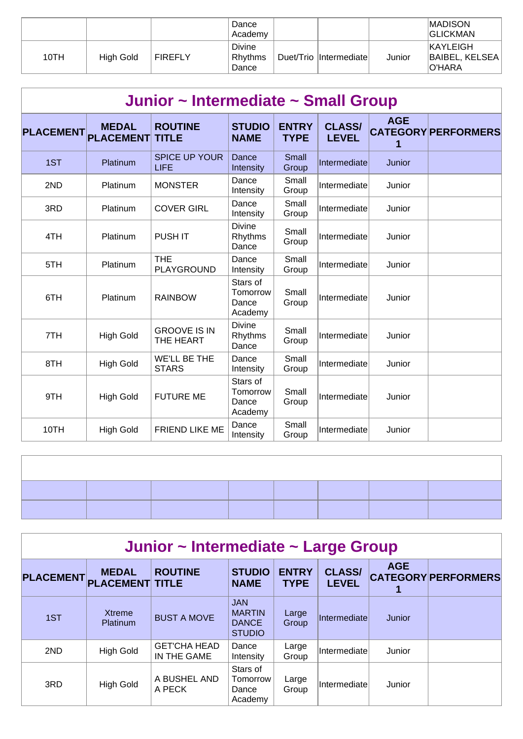| | | | Dance Academy | | | | MADISON GLICKMAN |
|---|---|---|---|---|---|---|---|
| 10TH | High Gold | FIREFLY | Divine Rhythms Dance | Duet/Trio | Intermediate | Junior | KAYLEIGH BAIBEL, KELSEA O'HARA |

## Junior ~ Intermediate ~ Small Group

| PLACEMENT | MEDAL PLACEMENT | ROUTINE TITLE | STUDIO NAME | ENTRY TYPE | CLASS/ LEVEL | AGE CATEGORY 1 | PERFORMERS |
|---|---|---|---|---|---|---|---|
| 1ST | Platinum | SPICE UP YOUR LIFE | Dance Intensity | Small Group | Intermediate | Junior | |
| 2ND | Platinum | MONSTER | Dance Intensity | Small Group | Intermediate | Junior | |
| 3RD | Platinum | COVER GIRL | Dance Intensity | Small Group | Intermediate | Junior | |
| 4TH | Platinum | PUSH IT | Divine Rhythms Dance | Small Group | Intermediate | Junior | |
| 5TH | Platinum | THE PLAYGROUND | Dance Intensity | Small Group | Intermediate | Junior | |
| 6TH | Platinum | RAINBOW | Stars of Tomorrow Dance Academy | Small Group | Intermediate | Junior | |
| 7TH | High Gold | GROOVE IS IN THE HEART | Divine Rhythms Dance | Small Group | Intermediate | Junior | |
| 8TH | High Gold | WE'LL BE THE STARS | Dance Intensity | Small Group | Intermediate | Junior | |
| 9TH | High Gold | FUTURE ME | Stars of Tomorrow Dance Academy | Small Group | Intermediate | Junior | |
| 10TH | High Gold | FRIEND LIKE ME | Dance Intensity | Small Group | Intermediate | Junior | |

## Junior ~ Intermediate ~ Large Group

| PLACEMENT | MEDAL PLACEMENT | ROUTINE TITLE | STUDIO NAME | ENTRY TYPE | CLASS/ LEVEL | AGE CATEGORY 1 | PERFORMERS |
|---|---|---|---|---|---|---|---|
| 1ST | Xtreme Platinum | BUST A MOVE | JAN MARTIN DANCE STUDIO | Large Group | Intermediate | Junior | |
| 2ND | High Gold | GET'CHA HEAD IN THE GAME | Dance Intensity | Large Group | Intermediate | Junior | |
| 3RD | High Gold | A BUSHEL AND A PECK | Stars of Tomorrow Dance Academy | Large Group | Intermediate | Junior | |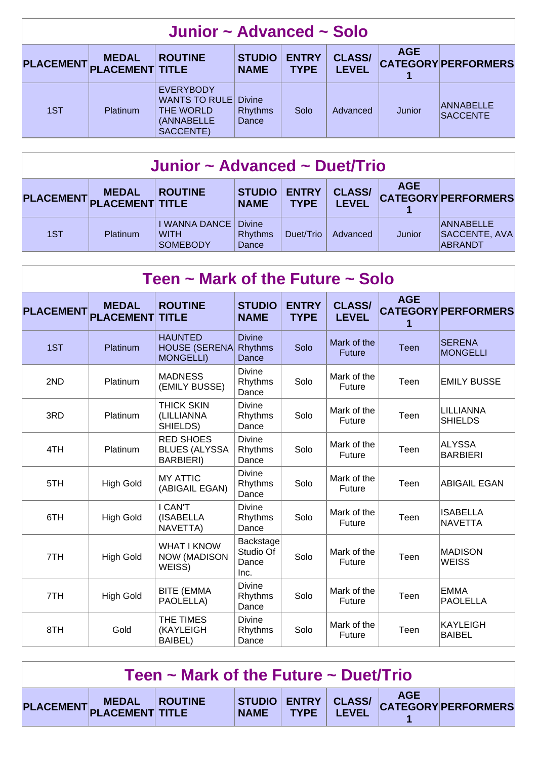## Junior ~ Advanced ~ Solo

| PLACEMENT | MEDAL PLACEMENT | ROUTINE TITLE | STUDIO NAME | ENTRY TYPE | CLASS/ LEVEL | AGE CATEGORY 1 | PERFORMERS |
|---|---|---|---|---|---|---|---|
| 1ST | Platinum | EVERYBODY WANTS TO RULE THE WORLD (ANNABELLE SACCENTE) | Divine Rhythms Dance | Solo | Advanced | Junior | ANNABELLE SACCENTE |

## Junior ~ Advanced ~ Duet/Trio

| PLACEMENT | MEDAL PLACEMENT | ROUTINE TITLE | STUDIO NAME | ENTRY TYPE | CLASS/ LEVEL | AGE CATEGORY 1 | PERFORMERS |
|---|---|---|---|---|---|---|---|
| 1ST | Platinum | I WANNA DANCE WITH SOMEBODY | Divine Rhythms Dance | Duet/Trio | Advanced | Junior | ANNABELLE SACCENTE, AVA ABRANDT |

## Teen ~ Mark of the Future ~ Solo

| PLACEMENT | MEDAL PLACEMENT | ROUTINE TITLE | STUDIO NAME | ENTRY TYPE | CLASS/ LEVEL | AGE CATEGORY 1 | PERFORMERS |
|---|---|---|---|---|---|---|---|
| 1ST | Platinum | HAUNTED HOUSE (SERENA MONGELLI) | Divine Rhythms Dance | Solo | Mark of the Future | Teen | SERENA MONGELLI |
| 2ND | Platinum | MADNESS (EMILY BUSSE) | Divine Rhythms Dance | Solo | Mark of the Future | Teen | EMILY BUSSE |
| 3RD | Platinum | THICK SKIN (LILLIANNA SHIELDS) | Divine Rhythms Dance | Solo | Mark of the Future | Teen | LILLIANNA SHIELDS |
| 4TH | Platinum | RED SHOES BLUES (ALYSSA BARBIERI) | Divine Rhythms Dance | Solo | Mark of the Future | Teen | ALYSSA BARBIERI |
| 5TH | High Gold | MY ATTIC (ABIGAIL EGAN) | Divine Rhythms Dance | Solo | Mark of the Future | Teen | ABIGAIL EGAN |
| 6TH | High Gold | I CAN'T (ISABELLA NAVETTA) | Divine Rhythms Dance | Solo | Mark of the Future | Teen | ISABELLA NAVETTA |
| 7TH | High Gold | WHAT I KNOW NOW (MADISON WEISS) | Backstage Studio Of Dance Inc. | Solo | Mark of the Future | Teen | MADISON WEISS |
| 7TH | High Gold | BITE (EMMA PAOLELLA) | Divine Rhythms Dance | Solo | Mark of the Future | Teen | EMMA PAOLELLA |
| 8TH | Gold | THE TIMES (KAYLEIGH BAIBEL) | Divine Rhythms Dance | Solo | Mark of the Future | Teen | KAYLEIGH BAIBEL |

## Teen ~ Mark of the Future ~ Duet/Trio

| PLACEMENT | MEDAL PLACEMENT | ROUTINE TITLE | STUDIO NAME | ENTRY TYPE | CLASS/ LEVEL | AGE CATEGORY 1 | PERFORMERS |
|---|---|---|---|---|---|---|---|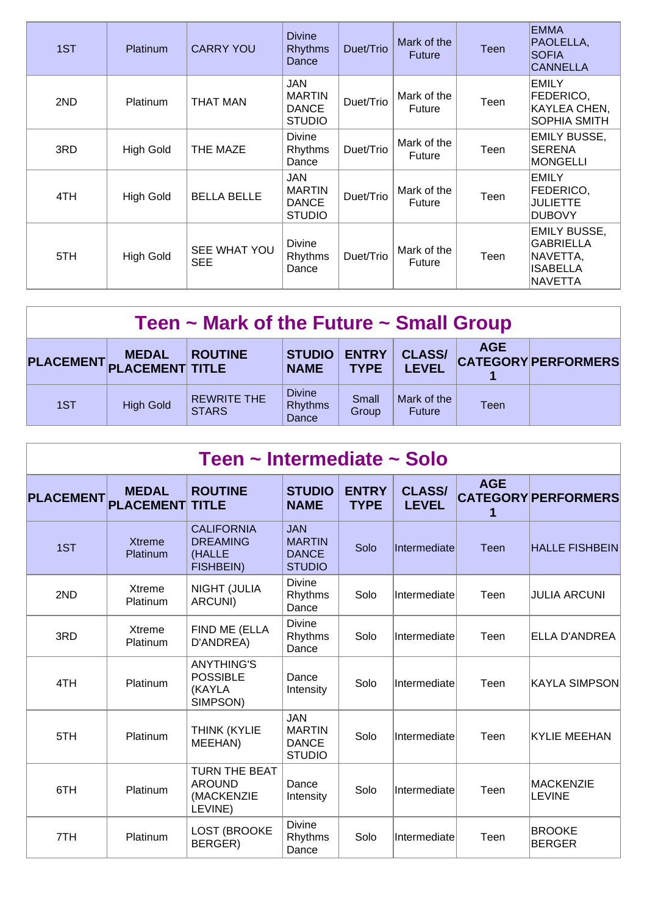| 1ST | Platinum | CARRY YOU | Divine Rhythms Dance | Duet/Trio | Mark of the Future | Teen | EMMA PAOLELLA, SOFIA CANNELLA |
|---|---|---|---|---|---|---|---|
| 2ND | Platinum | THAT MAN | JAN MARTIN DANCE STUDIO | Duet/Trio | Mark of the Future | Teen | EMILY FEDERICO, KAYLEA CHEN, SOPHIA SMITH |
| 3RD | High Gold | THE MAZE | Divine Rhythms Dance | Duet/Trio | Mark of the Future | Teen | EMILY BUSSE, SERENA MONGELLI |
| 4TH | High Gold | BELLA BELLE | JAN MARTIN DANCE STUDIO | Duet/Trio | Mark of the Future | Teen | EMILY FEDERICO, JULIETTE DUBOVY |
| 5TH | High Gold | SEE WHAT YOU SEE | Divine Rhythms Dance | Duet/Trio | Mark of the Future | Teen | EMILY BUSSE, GABRIELLA NAVETTA, ISABELLA NAVETTA |

## Teen ~ Mark of the Future ~ Small Group

| PLACEMENT | MEDAL PLACEMENT | ROUTINE TITLE | STUDIO NAME | ENTRY TYPE | CLASS/ LEVEL | AGE CATEGORY 1 | PERFORMERS |
|---|---|---|---|---|---|---|---|
| 1ST | High Gold | REWRITE THE STARS | Divine Rhythms Dance | Small Group | Mark of the Future | Teen | |

## Teen ~ Intermediate ~ Solo

| PLACEMENT | MEDAL PLACEMENT | ROUTINE TITLE | STUDIO NAME | ENTRY TYPE | CLASS/ LEVEL | AGE CATEGORY 1 | PERFORMERS |
|---|---|---|---|---|---|---|---|
| 1ST | Xtreme Platinum | CALIFORNIA DREAMING (HALLE FISHBEIN) | JAN MARTIN DANCE STUDIO | Solo | Intermediate | Teen | HALLE FISHBEIN |
| 2ND | Xtreme Platinum | NIGHT (JULIA ARCUNI) | Divine Rhythms Dance | Solo | Intermediate | Teen | JULIA ARCUNI |
| 3RD | Xtreme Platinum | FIND ME (ELLA D'ANDREA) | Divine Rhythms Dance | Solo | Intermediate | Teen | ELLA D'ANDREA |
| 4TH | Platinum | ANYTHING'S POSSIBLE (KAYLA SIMPSON) | Dance Intensity | Solo | Intermediate | Teen | KAYLA SIMPSON |
| 5TH | Platinum | THINK (KYLIE MEEHAN) | JAN MARTIN DANCE STUDIO | Solo | Intermediate | Teen | KYLIE MEEHAN |
| 6TH | Platinum | TURN THE BEAT AROUND (MACKENZIE LEVINE) | Dance Intensity | Solo | Intermediate | Teen | MACKENZIE LEVINE |
| 7TH | Platinum | LOST (BROOKE BERGER) | Divine Rhythms Dance | Solo | Intermediate | Teen | BROOKE BERGER |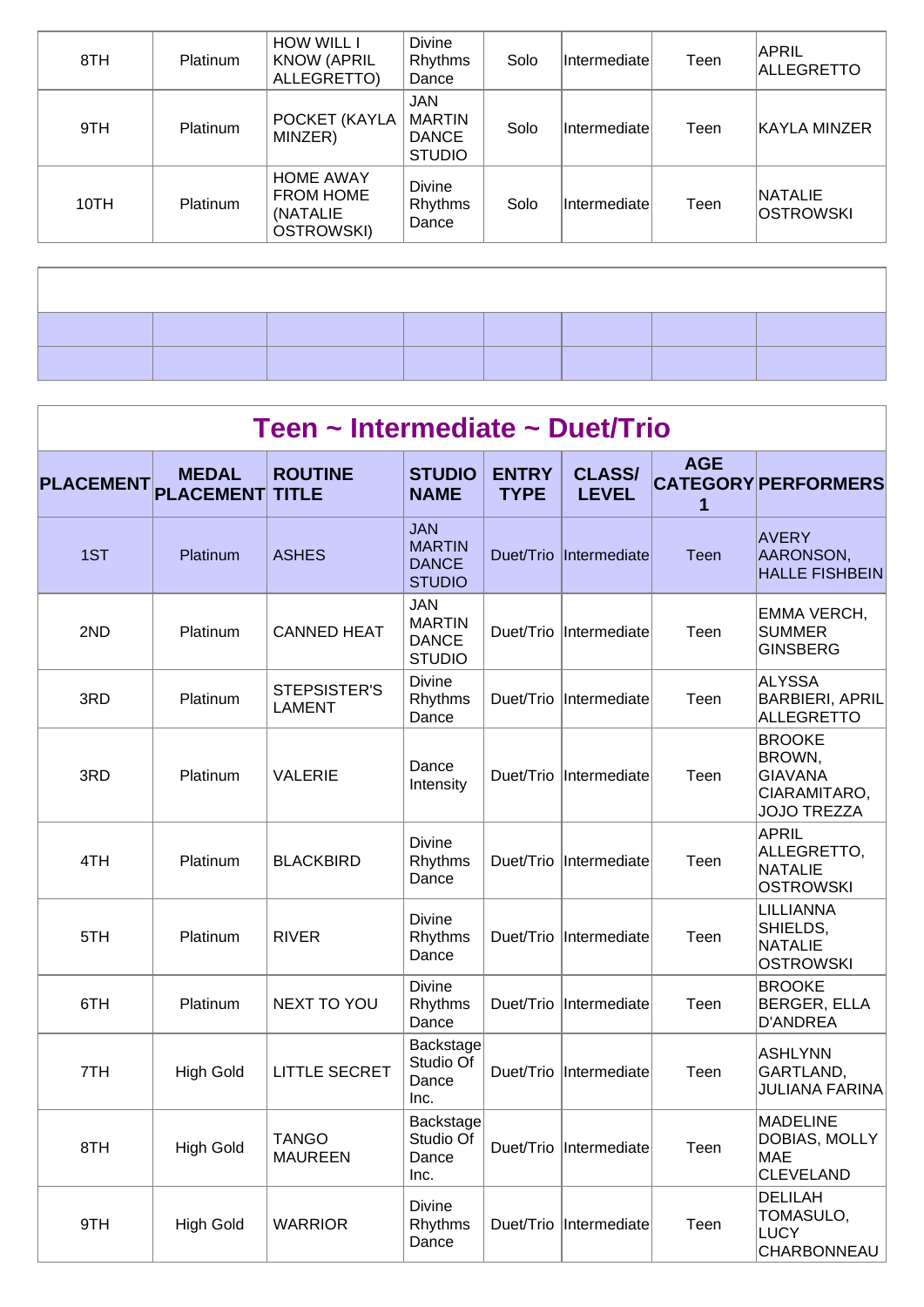| | | | | | | | |
|---|---|---|---|---|---|---|---|
| 8TH | Platinum | HOW WILL I KNOW (APRIL ALLEGRETTO) | Divine Rhythms Dance | Solo | Intermediate | Teen | APRIL ALLEGRETTO |
| 9TH | Platinum | POCKET (KAYLA MINZER) | JAN MARTIN DANCE STUDIO | Solo | Intermediate | Teen | KAYLA MINZER |
| 10TH | Platinum | HOME AWAY FROM HOME (NATALIE OSTROWSKI) | Divine Rhythms Dance | Solo | Intermediate | Teen | NATALIE OSTROWSKI |

## Teen ~ Intermediate ~ Duet/Trio

| PLACEMENT | MEDAL PLACEMENT | ROUTINE TITLE | STUDIO NAME | ENTRY TYPE | CLASS/ LEVEL | AGE CATEGORY 1 | PERFORMERS |
|---|---|---|---|---|---|---|---|
| 1ST | Platinum | ASHES | JAN MARTIN DANCE STUDIO | Duet/Trio | Intermediate | Teen | AVERY AARONSON, HALLE FISHBEIN |
| 2ND | Platinum | CANNED HEAT | JAN MARTIN DANCE STUDIO | Duet/Trio | Intermediate | Teen | EMMA VERCH, SUMMER GINSBERG |
| 3RD | Platinum | STEPSISTER'S LAMENT | Divine Rhythms Dance | Duet/Trio | Intermediate | Teen | ALYSSA BARBIERI, APRIL ALLEGRETTO |
| 3RD | Platinum | VALERIE | Dance Intensity | Duet/Trio | Intermediate | Teen | BROOKE BROWN, GIAVANA CIARAMITARO, JOJO TREZZA |
| 4TH | Platinum | BLACKBIRD | Divine Rhythms Dance | Duet/Trio | Intermediate | Teen | APRIL ALLEGRETTO, NATALIE OSTROWSKI |
| 5TH | Platinum | RIVER | Divine Rhythms Dance | Duet/Trio | Intermediate | Teen | LILLIANNA SHIELDS, NATALIE OSTROWSKI |
| 6TH | Platinum | NEXT TO YOU | Divine Rhythms Dance | Duet/Trio | Intermediate | Teen | BROOKE BERGER, ELLA D'ANDREA |
| 7TH | High Gold | LITTLE SECRET | Backstage Studio Of Dance Inc. | Duet/Trio | Intermediate | Teen | ASHLYNN GARTLAND, JULIANA FARINA |
| 8TH | High Gold | TANGO MAUREEN | Backstage Studio Of Dance Inc. | Duet/Trio | Intermediate | Teen | MADELINE DOBIAS, MOLLY MAE CLEVELAND |
| 9TH | High Gold | WARRIOR | Divine Rhythms Dance | Duet/Trio | Intermediate | Teen | DELILAH TOMASULO, LUCY CHARBONNEAU |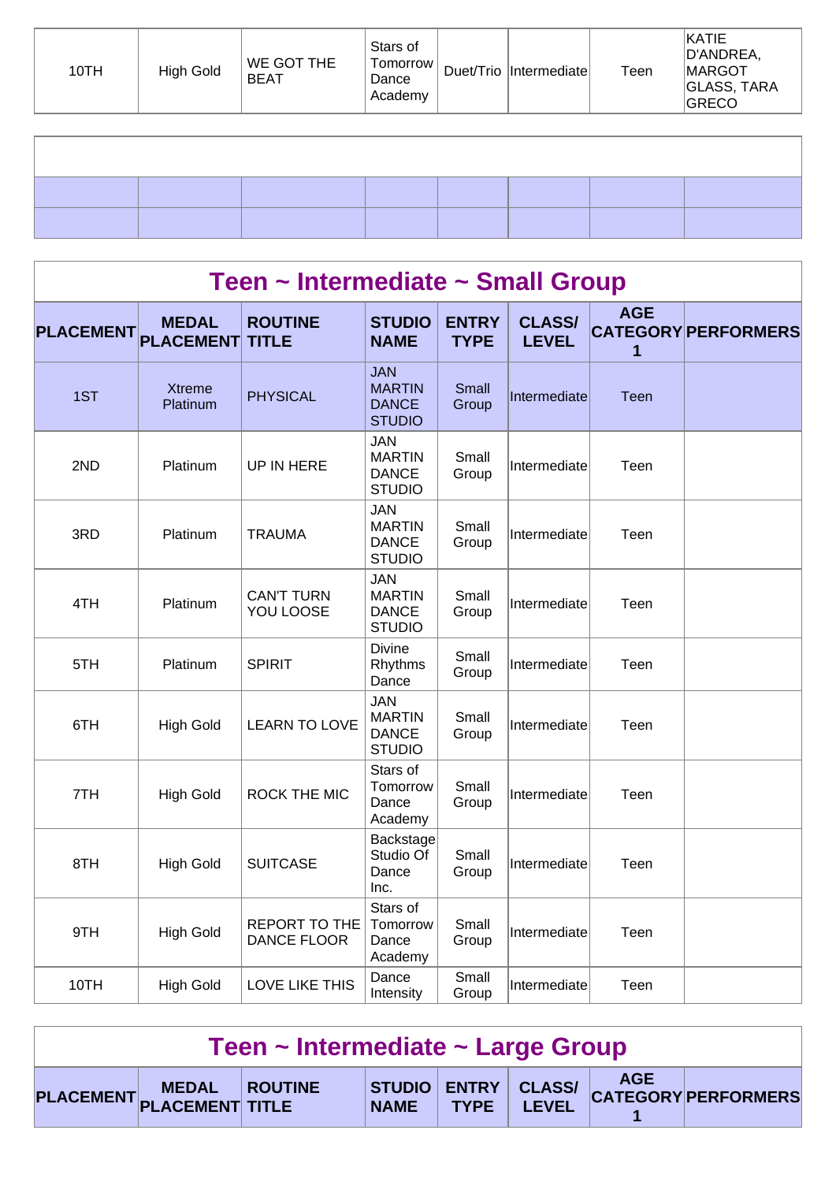| 10TH | High Gold | WE GOT THE BEAT | Stars of Tomorrow Dance Academy | Duet/Trio | Intermediate | Teen | KATIE D'ANDREA, MARGOT GLASS, TARA GRECO |
|---|---|---|---|---|---|---|---|

## Teen ~ Intermediate ~ Small Group

| PLACEMENT | MEDAL PLACEMENT | ROUTINE TITLE | STUDIO NAME | ENTRY TYPE | CLASS/ LEVEL | AGE CATEGORY 1 | PERFORMERS |
|---|---|---|---|---|---|---|---|
| 1ST | Xtreme Platinum | PHYSICAL | JAN MARTIN DANCE STUDIO | Small Group | Intermediate | Teen | |
| 2ND | Platinum | UP IN HERE | JAN MARTIN DANCE STUDIO | Small Group | Intermediate | Teen | |
| 3RD | Platinum | TRAUMA | JAN MARTIN DANCE STUDIO | Small Group | Intermediate | Teen | |
| 4TH | Platinum | CAN'T TURN YOU LOOSE | JAN MARTIN DANCE STUDIO | Small Group | Intermediate | Teen | |
| 5TH | Platinum | SPIRIT | Divine Rhythms Dance | Small Group | Intermediate | Teen | |
| 6TH | High Gold | LEARN TO LOVE | JAN MARTIN DANCE STUDIO | Small Group | Intermediate | Teen | |
| 7TH | High Gold | ROCK THE MIC | Stars of Tomorrow Dance Academy | Small Group | Intermediate | Teen | |
| 8TH | High Gold | SUITCASE | Backstage Studio Of Dance Inc. | Small Group | Intermediate | Teen | |
| 9TH | High Gold | REPORT TO THE DANCE FLOOR | Stars of Tomorrow Dance Academy | Small Group | Intermediate | Teen | |
| 10TH | High Gold | LOVE LIKE THIS | Dance Intensity | Small Group | Intermediate | Teen | |

## Teen ~ Intermediate ~ Large Group

| PLACEMENT | MEDAL PLACEMENT | ROUTINE TITLE | STUDIO NAME | ENTRY TYPE | CLASS/ LEVEL | AGE CATEGORY 1 | PERFORMERS |
|---|---|---|---|---|---|---|---|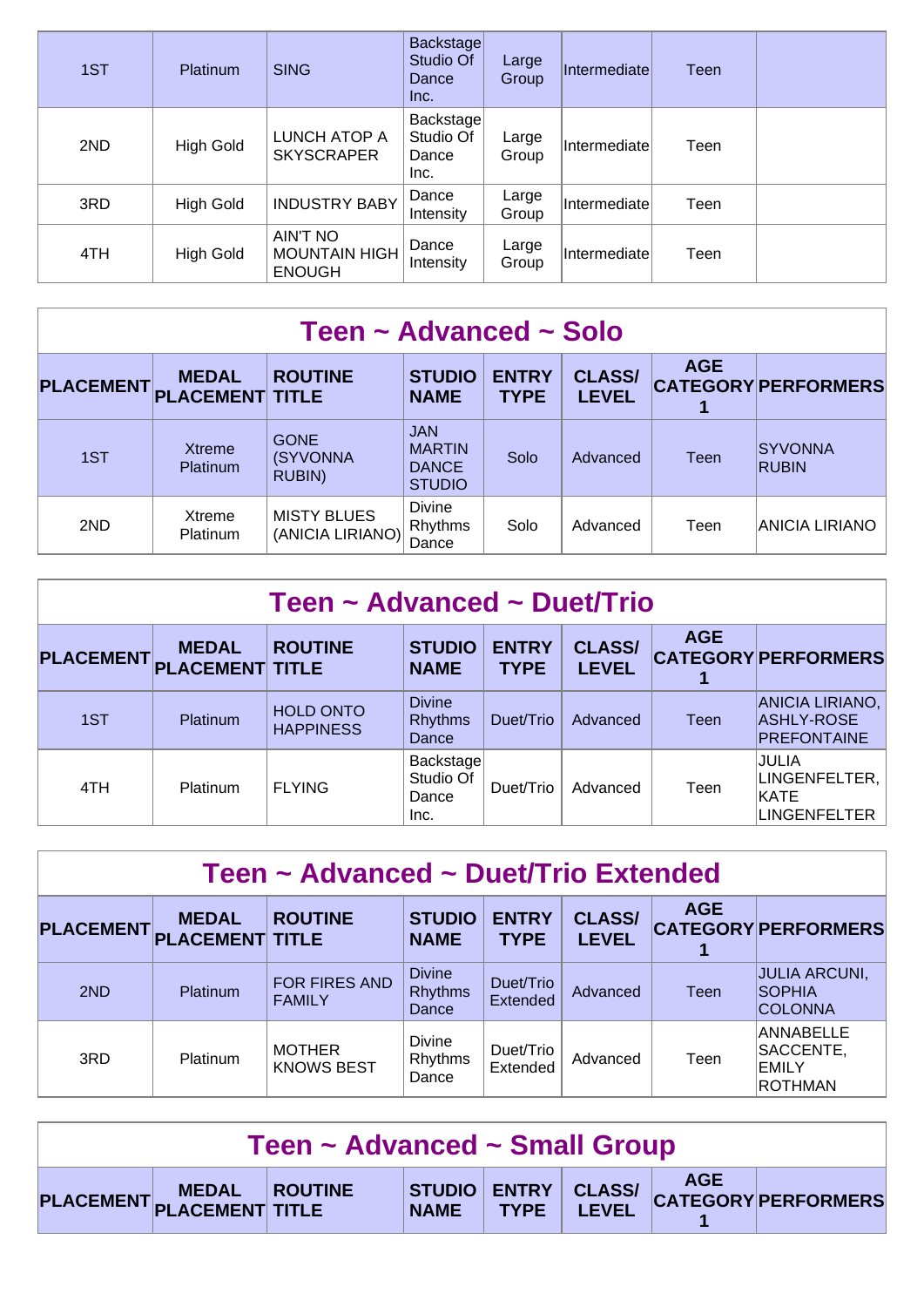| 1ST | Platinum | SING | Backstage Studio Of Dance Inc. | Large Group | Intermediate | Teen | |
|---|---|---|---|---|---|---|---|
| 2ND | High Gold | LUNCH ATOP A SKYSCRAPER | Backstage Studio Of Dance Inc. | Large Group | Intermediate | Teen | |
| 3RD | High Gold | INDUSTRY BABY | Dance Intensity | Large Group | Intermediate | Teen | |
| 4TH | High Gold | AIN'T NO MOUNTAIN HIGH ENOUGH | Dance Intensity | Large Group | Intermediate | Teen | |

## Teen ~ Advanced ~ Solo

| PLACEMENT | MEDAL PLACEMENT | ROUTINE TITLE | STUDIO NAME | ENTRY TYPE | CLASS/ LEVEL | AGE CATEGORY 1 | PERFORMERS |
|---|---|---|---|---|---|---|---|
| 1ST | Xtreme Platinum | GONE (SYVONNA RUBIN) | JAN MARTIN DANCE STUDIO | Solo | Advanced | Teen | SYVONNA RUBIN |
| 2ND | Xtreme Platinum | MISTY BLUES (ANICIA LIRIANO) | Divine Rhythms Dance | Solo | Advanced | Teen | ANICIA LIRIANO |

## Teen ~ Advanced ~ Duet/Trio

| PLACEMENT | MEDAL PLACEMENT | ROUTINE TITLE | STUDIO NAME | ENTRY TYPE | CLASS/ LEVEL | AGE CATEGORY 1 | PERFORMERS |
|---|---|---|---|---|---|---|---|
| 1ST | Platinum | HOLD ONTO HAPPINESS | Divine Rhythms Dance | Duet/Trio | Advanced | Teen | ANICIA LIRIANO, ASHLY-ROSE PREFONTAINE |
| 4TH | Platinum | FLYING | Backstage Studio Of Dance Inc. | Duet/Trio | Advanced | Teen | JULIA LINGENFELTER, KATE LINGENFELTER |

## Teen ~ Advanced ~ Duet/Trio Extended

| PLACEMENT | MEDAL PLACEMENT | ROUTINE TITLE | STUDIO NAME | ENTRY TYPE | CLASS/ LEVEL | AGE CATEGORY 1 | PERFORMERS |
|---|---|---|---|---|---|---|---|
| 2ND | Platinum | FOR FIRES AND FAMILY | Divine Rhythms Dance | Duet/Trio Extended | Advanced | Teen | JULIA ARCUNI, SOPHIA COLONNA |
| 3RD | Platinum | MOTHER KNOWS BEST | Divine Rhythms Dance | Duet/Trio Extended | Advanced | Teen | ANNABELLE SACCENTE, EMILY ROTHMAN |

## Teen ~ Advanced ~ Small Group

| PLACEMENT | MEDAL PLACEMENT | ROUTINE TITLE | STUDIO NAME | ENTRY TYPE | CLASS/ LEVEL | AGE CATEGORY 1 | PERFORMERS |
|---|---|---|---|---|---|---|---|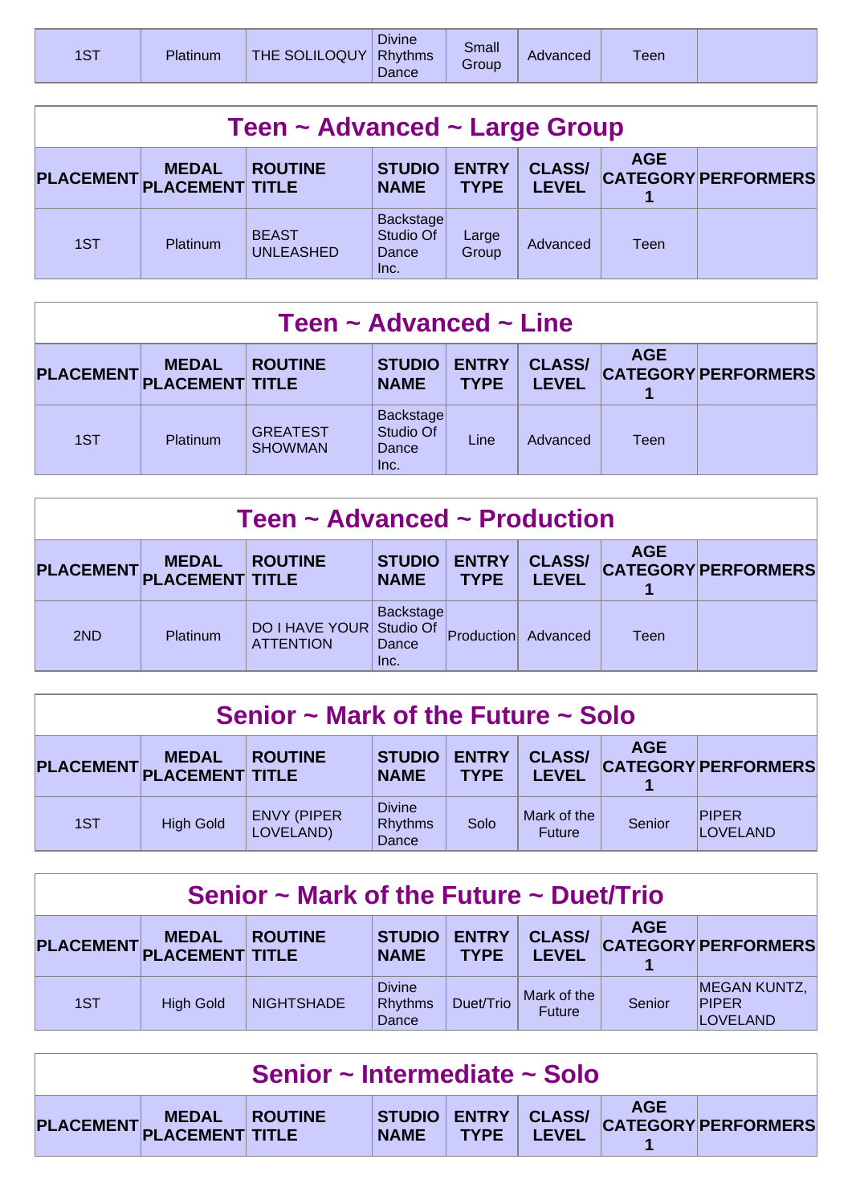| 1ST | Platinum | THE SOLILOQUY | Divine Rhythms Dance | Small Group | Advanced | Teen | |
|---|---|---|---|---|---|---|---|

## Teen ~ Advanced ~ Large Group

| PLACEMENT | MEDAL PLACEMENT | ROUTINE TITLE | STUDIO NAME | ENTRY TYPE | CLASS/ LEVEL | AGE CATEGORY 1 | PERFORMERS |
|---|---|---|---|---|---|---|---|
| 1ST | Platinum | BEAST UNLEASHED | Backstage Studio Of Dance Inc. | Large Group | Advanced | Teen | |

## Teen ~ Advanced ~ Line

| PLACEMENT | MEDAL PLACEMENT | ROUTINE TITLE | STUDIO NAME | ENTRY TYPE | CLASS/ LEVEL | AGE CATEGORY 1 | PERFORMERS |
|---|---|---|---|---|---|---|---|
| 1ST | Platinum | GREATEST SHOWMAN | Backstage Studio Of Dance Inc. | Line | Advanced | Teen | |

## Teen ~ Advanced ~ Production

| PLACEMENT | MEDAL PLACEMENT | ROUTINE TITLE | STUDIO NAME | ENTRY TYPE | CLASS/ LEVEL | AGE CATEGORY 1 | PERFORMERS |
|---|---|---|---|---|---|---|---|
| 2ND | Platinum | DO I HAVE YOUR ATTENTION | Backstage Studio Of Dance Inc. | Production | Advanced | Teen | |

## Senior ~ Mark of the Future ~ Solo

| PLACEMENT | MEDAL PLACEMENT | ROUTINE TITLE | STUDIO NAME | ENTRY TYPE | CLASS/ LEVEL | AGE CATEGORY 1 | PERFORMERS |
|---|---|---|---|---|---|---|---|
| 1ST | High Gold | ENVY (PIPER LOVELAND) | Divine Rhythms Dance | Solo | Mark of the Future | Senior | PIPER LOVELAND |

## Senior ~ Mark of the Future ~ Duet/Trio

| PLACEMENT | MEDAL PLACEMENT | ROUTINE TITLE | STUDIO NAME | ENTRY TYPE | CLASS/ LEVEL | AGE CATEGORY 1 | PERFORMERS |
|---|---|---|---|---|---|---|---|
| 1ST | High Gold | NIGHTSHADE | Divine Rhythms Dance | Duet/Trio | Mark of the Future | Senior | MEGAN KUNTZ, PIPER LOVELAND |

## Senior ~ Intermediate ~ Solo

| PLACEMENT | MEDAL PLACEMENT | ROUTINE TITLE | STUDIO NAME | ENTRY TYPE | CLASS/ LEVEL | AGE CATEGORY 1 | PERFORMERS |
|---|---|---|---|---|---|---|---|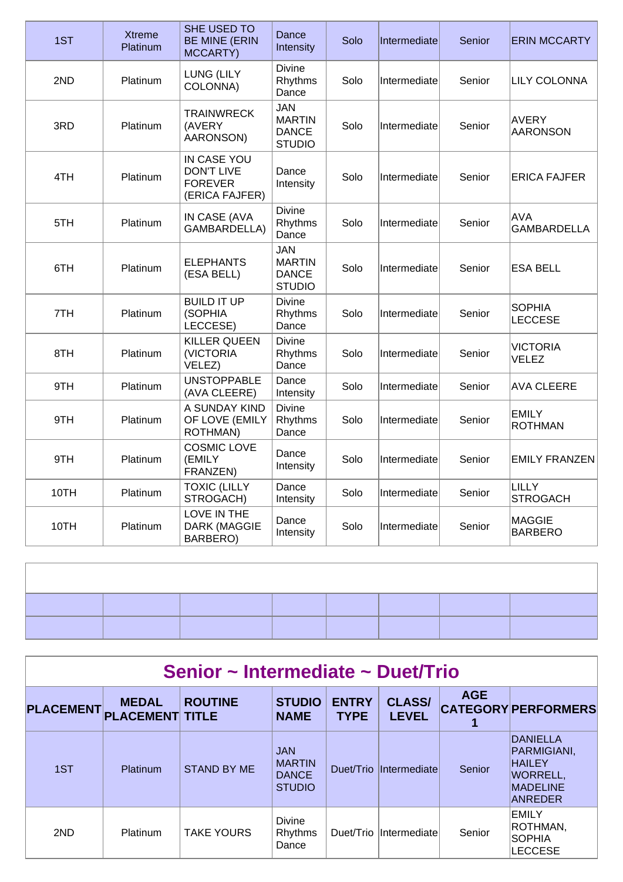| | | | | | | | |
|---|---|---|---|---|---|---|---|
| 1ST | Xtreme Platinum | SHE USED TO BE MINE (ERIN MCCARTY) | Dance Intensity | Solo | Intermediate | Senior | ERIN MCCARTY |
| 2ND | Platinum | LUNG (LILY COLONNA) | Divine Rhythms Dance | Solo | Intermediate | Senior | LILY COLONNA |
| 3RD | Platinum | TRAINWRECK (AVERY AARONSON) | JAN MARTIN DANCE STUDIO | Solo | Intermediate | Senior | AVERY AARONSON |
| 4TH | Platinum | IN CASE YOU DON'T LIVE FOREVER (ERICA FAJFER) | Dance Intensity | Solo | Intermediate | Senior | ERICA FAJFER |
| 5TH | Platinum | IN CASE (AVA GAMBARDELLA) | Divine Rhythms Dance | Solo | Intermediate | Senior | AVA GAMBARDELLA |
| 6TH | Platinum | ELEPHANTS (ESA BELL) | JAN MARTIN DANCE STUDIO | Solo | Intermediate | Senior | ESA BELL |
| 7TH | Platinum | BUILD IT UP (SOPHIA LECCESE) | Divine Rhythms Dance | Solo | Intermediate | Senior | SOPHIA LECCESE |
| 8TH | Platinum | KILLER QUEEN (VICTORIA VELEZ) | Divine Rhythms Dance | Solo | Intermediate | Senior | VICTORIA VELEZ |
| 9TH | Platinum | UNSTOPPABLE (AVA CLEERE) | Dance Intensity | Solo | Intermediate | Senior | AVA CLEERE |
| 9TH | Platinum | A SUNDAY KIND OF LOVE (EMILY ROTHMAN) | Divine Rhythms Dance | Solo | Intermediate | Senior | EMILY ROTHMAN |
| 9TH | Platinum | COSMIC LOVE (EMILY FRANZEN) | Dance Intensity | Solo | Intermediate | Senior | EMILY FRANZEN |
| 10TH | Platinum | TOXIC (LILLY STROGACH) | Dance Intensity | Solo | Intermediate | Senior | LILLY STROGACH |
| 10TH | Platinum | LOVE IN THE DARK (MAGGIE BARBERO) | Dance Intensity | Solo | Intermediate | Senior | MAGGIE BARBERO |

## Senior ~ Intermediate ~ Duet/Trio

| PLACEMENT | MEDAL PLACEMENT | ROUTINE TITLE | STUDIO NAME | ENTRY TYPE | CLASS/ LEVEL | AGE CATEGORY 1 | PERFORMERS |
|---|---|---|---|---|---|---|---|
| 1ST | Platinum | STAND BY ME | JAN MARTIN DANCE STUDIO | Duet/Trio | Intermediate | Senior | DANIELLA PARMIGIANI, HAILEY WORRELL, MADELINE ANREDER |
| 2ND | Platinum | TAKE YOURS | Divine Rhythms Dance | Duet/Trio | Intermediate | Senior | EMILY ROTHMAN, SOPHIA LECCESE |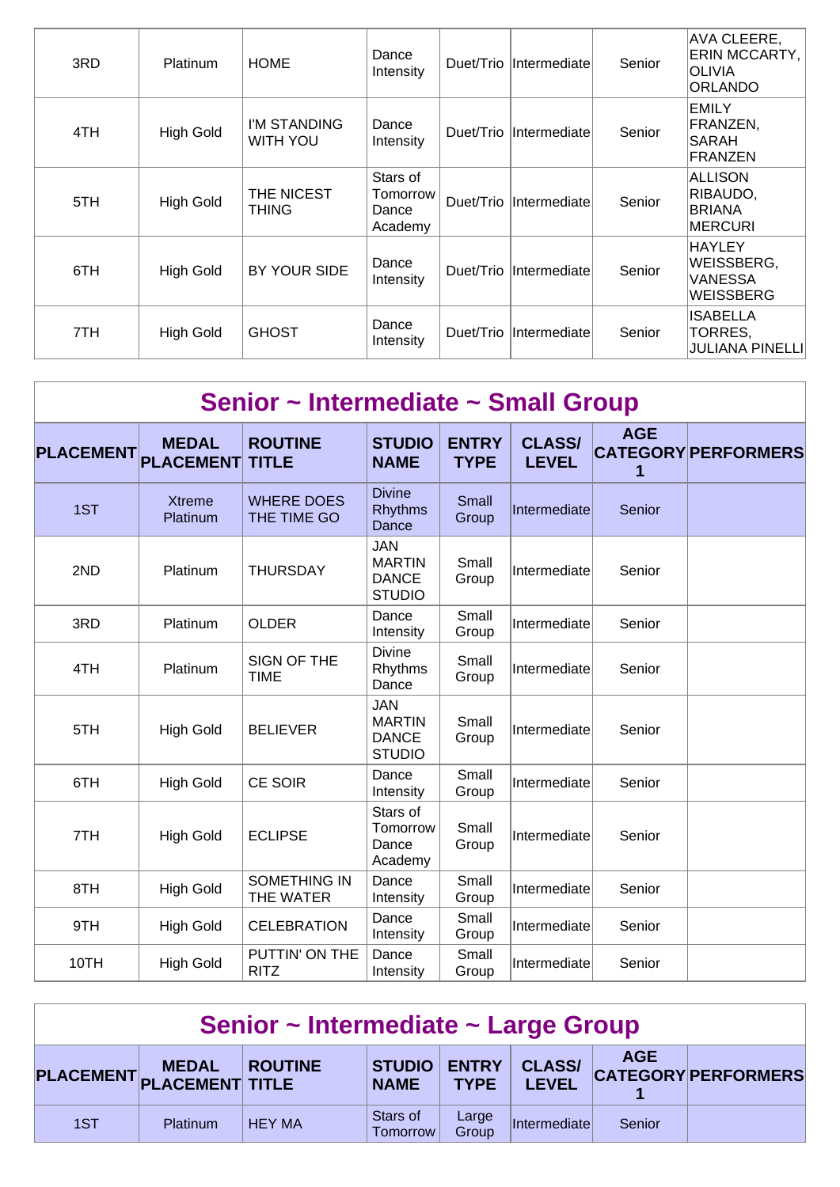| 3RD | Platinum | HOME | Dance Intensity | Duet/Trio | Intermediate | Senior | AVA CLEERE, ERIN MCCARTY, OLIVIA ORLANDO |
|---|---|---|---|---|---|---|---|
| 4TH | High Gold | I'M STANDING WITH YOU | Dance Intensity | Duet/Trio | Intermediate | Senior | EMILY FRANZEN, SARAH FRANZEN |
| 5TH | High Gold | THE NICEST THING | Stars of Tomorrow Dance Academy | Duet/Trio | Intermediate | Senior | ALLISON RIBAUDO, BRIANA MERCURI |
| 6TH | High Gold | BY YOUR SIDE | Dance Intensity | Duet/Trio | Intermediate | Senior | HAYLEY WEISSBERG, VANESSA WEISSBERG |
| 7TH | High Gold | GHOST | Dance Intensity | Duet/Trio | Intermediate | Senior | ISABELLA TORRES, JULIANA PINELLI |

## Senior ~ Intermediate ~ Small Group

| PLACEMENT | MEDAL PLACEMENT | ROUTINE TITLE | STUDIO NAME | ENTRY TYPE | CLASS/ LEVEL | AGE CATEGORY 1 | PERFORMERS |
|---|---|---|---|---|---|---|---|
| 1ST | Xtreme Platinum | WHERE DOES THE TIME GO | Divine Rhythms Dance | Small Group | Intermediate | Senior | |
| 2ND | Platinum | THURSDAY | JAN MARTIN DANCE STUDIO | Small Group | Intermediate | Senior | |
| 3RD | Platinum | OLDER | Dance Intensity | Small Group | Intermediate | Senior | |
| 4TH | Platinum | SIGN OF THE TIME | Divine Rhythms Dance | Small Group | Intermediate | Senior | |
| 5TH | High Gold | BELIEVER | JAN MARTIN DANCE STUDIO | Small Group | Intermediate | Senior | |
| 6TH | High Gold | CE SOIR | Dance Intensity | Small Group | Intermediate | Senior | |
| 7TH | High Gold | ECLIPSE | Stars of Tomorrow Dance Academy | Small Group | Intermediate | Senior | |
| 8TH | High Gold | SOMETHING IN THE WATER | Dance Intensity | Small Group | Intermediate | Senior | |
| 9TH | High Gold | CELEBRATION | Dance Intensity | Small Group | Intermediate | Senior | |
| 10TH | High Gold | PUTTIN' ON THE RITZ | Dance Intensity | Small Group | Intermediate | Senior | |

## Senior ~ Intermediate ~ Large Group

| PLACEMENT | MEDAL PLACEMENT | ROUTINE TITLE | STUDIO NAME | ENTRY TYPE | CLASS/ LEVEL | AGE CATEGORY 1 | PERFORMERS |
|---|---|---|---|---|---|---|---|
| 1ST | Platinum | HEY MA | Stars of Tomorrow | Large Group | Intermediate | Senior | |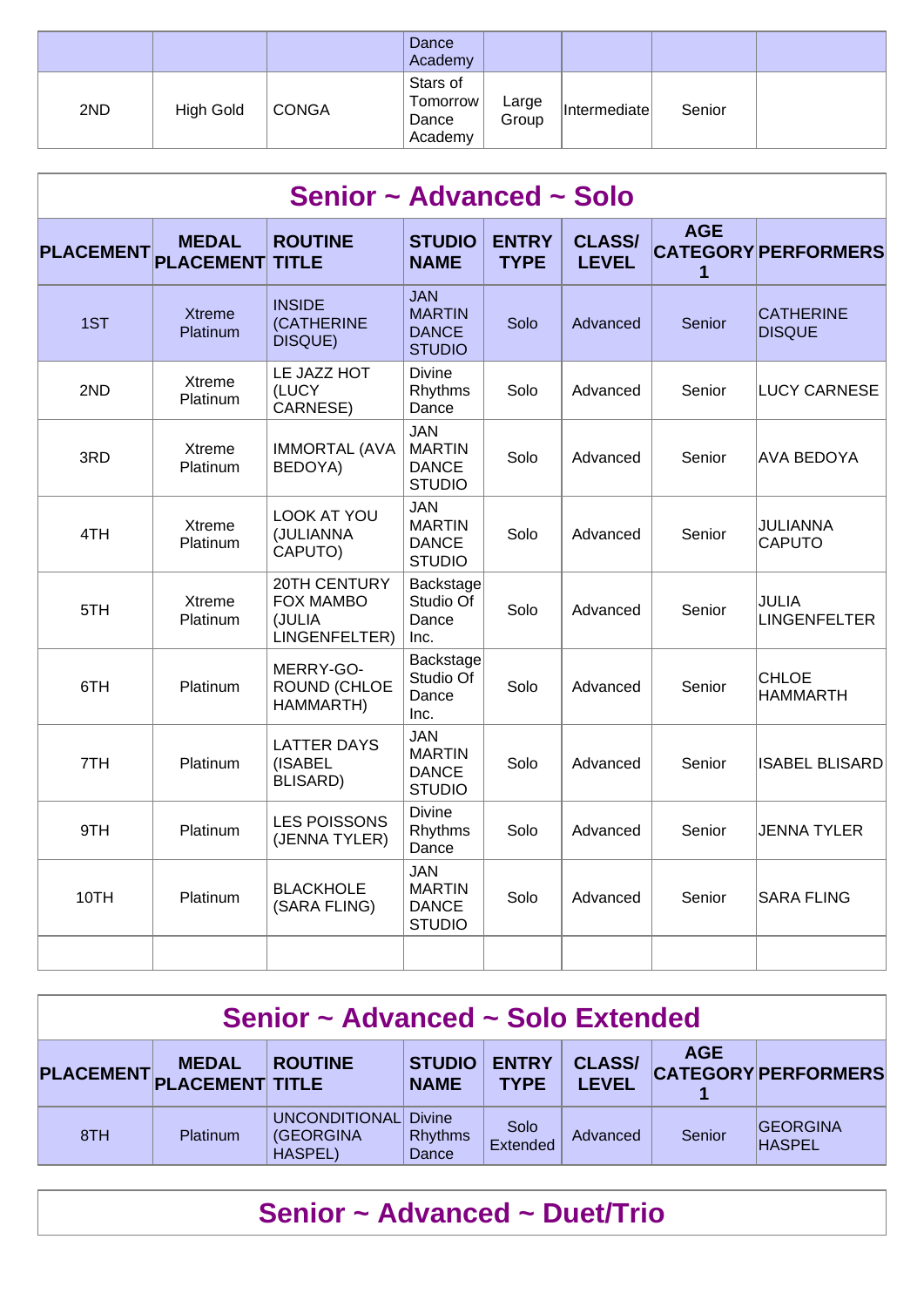| | | | Dance Academy | | | | |
|---|---|---|---|---|---|---|---|
| 2ND | High Gold | CONGA | Stars of Tomorrow Dance Academy | Large Group | Intermediate | Senior | |

## Senior ~ Advanced ~ Solo

| PLACEMENT | MEDAL PLACEMENT | ROUTINE TITLE | STUDIO NAME | ENTRY TYPE | CLASS/ LEVEL | AGE CATEGORY 1 | PERFORMERS |
|---|---|---|---|---|---|---|---|
| 1ST | Xtreme Platinum | INSIDE (CATHERINE DISQUE) | JAN MARTIN DANCE STUDIO | Solo | Advanced | Senior | CATHERINE DISQUE |
| 2ND | Xtreme Platinum | LE JAZZ HOT (LUCY CARNESE) | Divine Rhythms Dance | Solo | Advanced | Senior | LUCY CARNESE |
| 3RD | Xtreme Platinum | IMMORTAL (AVA BEDOYA) | JAN MARTIN DANCE STUDIO | Solo | Advanced | Senior | AVA BEDOYA |
| 4TH | Xtreme Platinum | LOOK AT YOU (JULIANNA CAPUTO) | JAN MARTIN DANCE STUDIO | Solo | Advanced | Senior | JULIANNA CAPUTO |
| 5TH | Xtreme Platinum | 20TH CENTURY FOX MAMBO (JULIA LINGENFELTER) | Backstage Studio Of Dance Inc. | Solo | Advanced | Senior | JULIA LINGENFELTER |
| 6TH | Platinum | MERRY-GO-ROUND (CHLOE HAMMARTH) | Backstage Studio Of Dance Inc. | Solo | Advanced | Senior | CHLOE HAMMARTH |
| 7TH | Platinum | LATTER DAYS (ISABEL BLISARD) | JAN MARTIN DANCE STUDIO | Solo | Advanced | Senior | ISABEL BLISARD |
| 9TH | Platinum | LES POISSONS (JENNA TYLER) | Divine Rhythms Dance | Solo | Advanced | Senior | JENNA TYLER |
| 10TH | Platinum | BLACKHOLE (SARA FLING) | JAN MARTIN DANCE STUDIO | Solo | Advanced | Senior | SARA FLING |
| | | | | | | | |

## Senior ~ Advanced ~ Solo Extended

| PLACEMENT | MEDAL PLACEMENT | ROUTINE TITLE | STUDIO NAME | ENTRY TYPE | CLASS/ LEVEL | AGE CATEGORY 1 | PERFORMERS |
|---|---|---|---|---|---|---|---|
| 8TH | Platinum | UNCONDITIONAL (GEORGINA HASPEL) | Divine Rhythms Dance | Solo Extended | Advanced | Senior | GEORGINA HASPEL |

## Senior ~ Advanced ~ Duet/Trio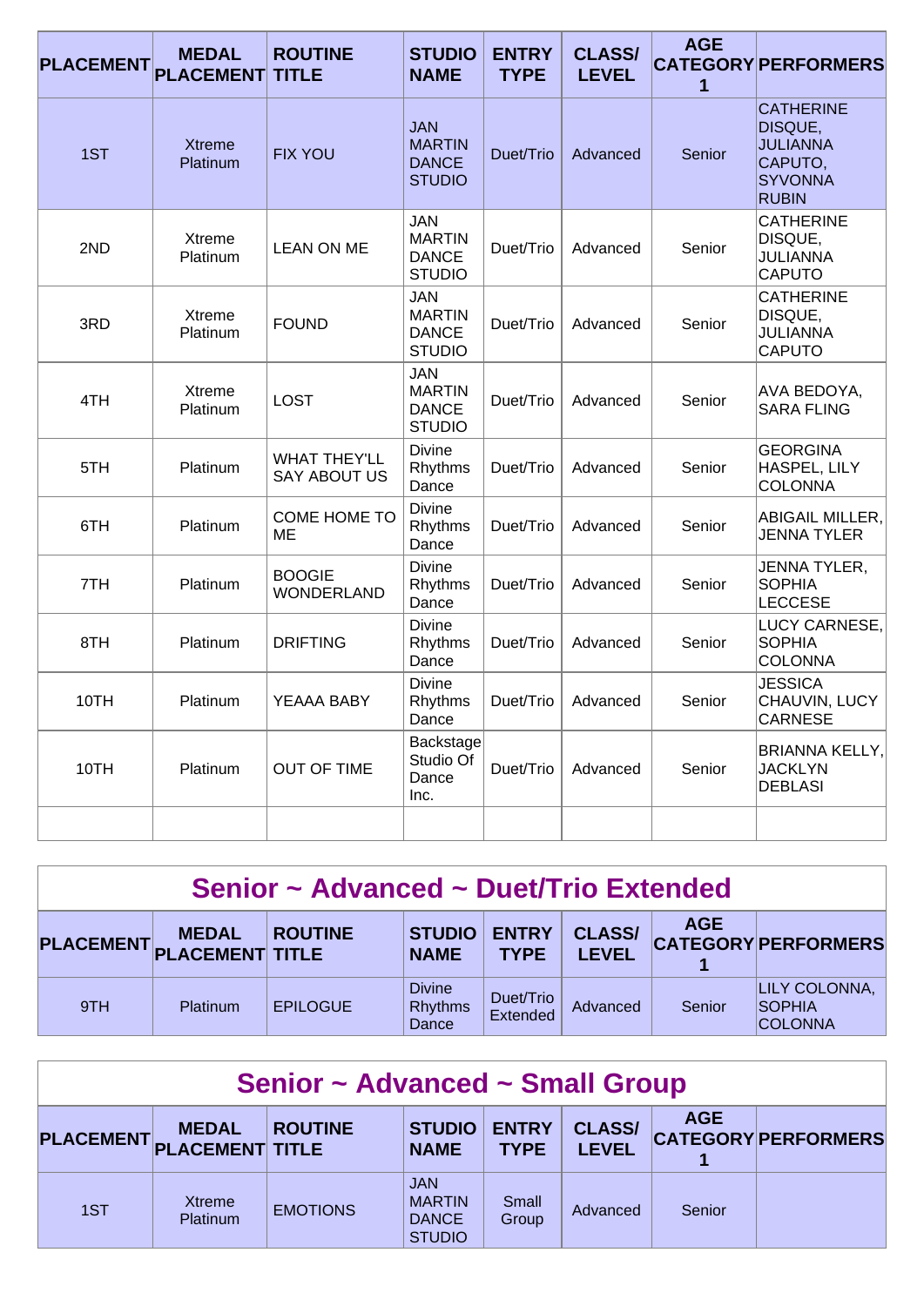| PLACEMENT | MEDAL PLACEMENT | ROUTINE TITLE | STUDIO NAME | ENTRY TYPE | CLASS/ LEVEL | AGE CATEGORY 1 | PERFORMERS |
|---|---|---|---|---|---|---|---|
| 1ST | Xtreme Platinum | FIX YOU | JAN MARTIN DANCE STUDIO | Duet/Trio | Advanced | Senior | CATHERINE DISQUE, JULIANNA CAPUTO, SYVONNA RUBIN |
| 2ND | Xtreme Platinum | LEAN ON ME | JAN MARTIN DANCE STUDIO | Duet/Trio | Advanced | Senior | CATHERINE DISQUE, JULIANNA CAPUTO |
| 3RD | Xtreme Platinum | FOUND | JAN MARTIN DANCE STUDIO | Duet/Trio | Advanced | Senior | CATHERINE DISQUE, JULIANNA CAPUTO |
| 4TH | Xtreme Platinum | LOST | JAN MARTIN DANCE STUDIO | Duet/Trio | Advanced | Senior | AVA BEDOYA, SARA FLING |
| 5TH | Platinum | WHAT THEY'LL SAY ABOUT US | Divine Rhythms Dance | Duet/Trio | Advanced | Senior | GEORGINA HASPEL, LILY COLONNA |
| 6TH | Platinum | COME HOME TO ME | Divine Rhythms Dance | Duet/Trio | Advanced | Senior | ABIGAIL MILLER, JENNA TYLER |
| 7TH | Platinum | BOOGIE WONDERLAND | Divine Rhythms Dance | Duet/Trio | Advanced | Senior | JENNA TYLER, SOPHIA LECCESE |
| 8TH | Platinum | DRIFTING | Divine Rhythms Dance | Duet/Trio | Advanced | Senior | LUCY CARNESE, SOPHIA COLONNA |
| 10TH | Platinum | YEAAA BABY | Divine Rhythms Dance | Duet/Trio | Advanced | Senior | JESSICA CHAUVIN, LUCY CARNESE |
| 10TH | Platinum | OUT OF TIME | Backstage Studio Of Dance Inc. | Duet/Trio | Advanced | Senior | BRIANNA KELLY, JACKLYN DEBLASI |
| | | | | | | | |

## Senior ~ Advanced ~ Duet/Trio Extended

| PLACEMENT | MEDAL PLACEMENT | ROUTINE TITLE | STUDIO NAME | ENTRY TYPE | CLASS/ LEVEL | AGE CATEGORY 1 | PERFORMERS |
|---|---|---|---|---|---|---|---|
| 9TH | Platinum | EPILOGUE | Divine Rhythms Dance | Duet/Trio Extended | Advanced | Senior | LILY COLONNA, SOPHIA COLONNA |

## Senior ~ Advanced ~ Small Group

| PLACEMENT | MEDAL PLACEMENT | ROUTINE TITLE | STUDIO NAME | ENTRY TYPE | CLASS/ LEVEL | AGE CATEGORY 1 | PERFORMERS |
|---|---|---|---|---|---|---|---|
| 1ST | Xtreme Platinum | EMOTIONS | JAN MARTIN DANCE STUDIO | Small Group | Advanced | Senior | |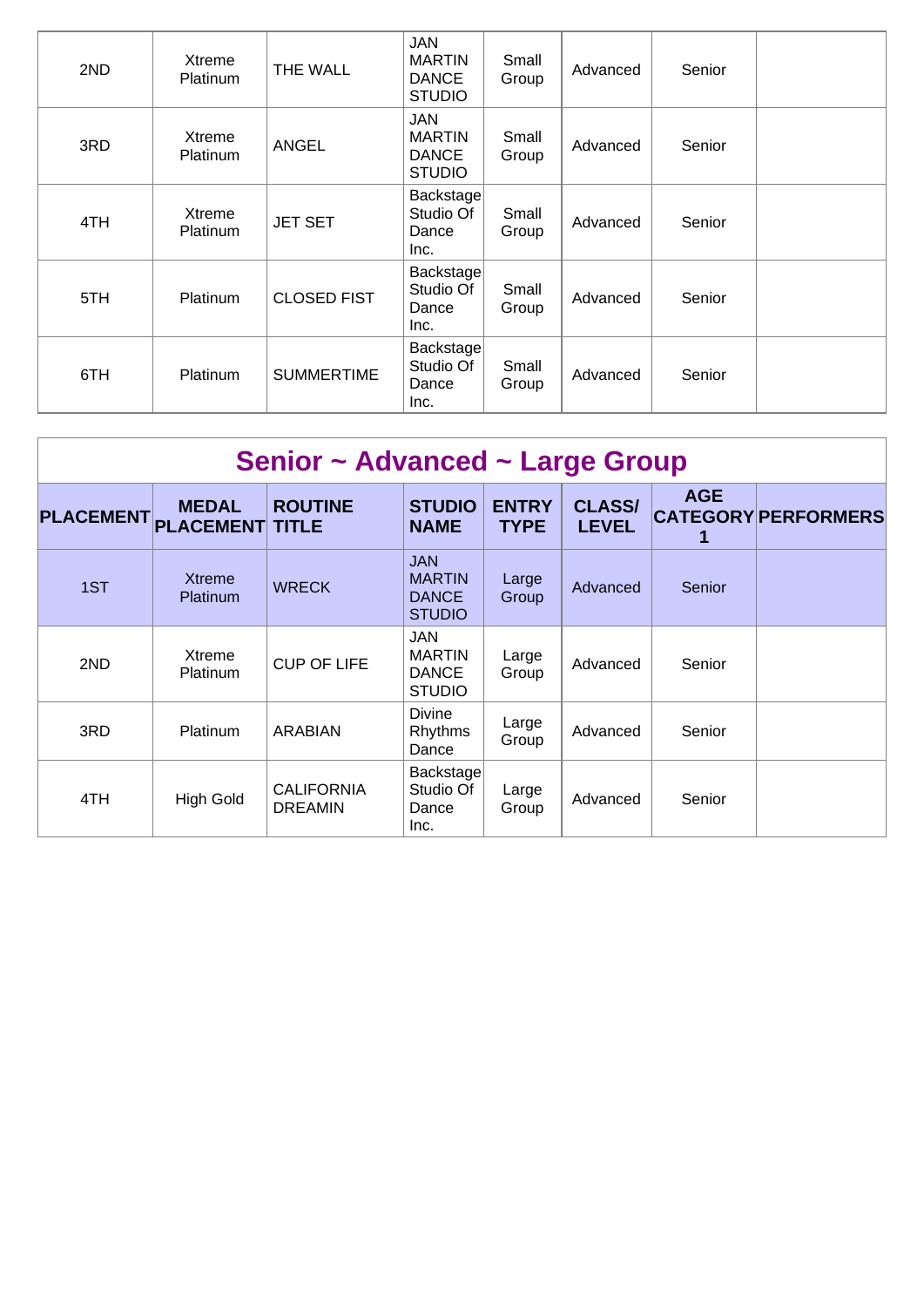| | | | | | | | |
|---|---|---|---|---|---|---|---|
| 2ND | Xtreme Platinum | THE WALL | JAN MARTIN DANCE STUDIO | Small Group | Advanced | Senior | |
| 3RD | Xtreme Platinum | ANGEL | JAN MARTIN DANCE STUDIO | Small Group | Advanced | Senior | |
| 4TH | Xtreme Platinum | JET SET | Backstage Studio Of Dance Inc. | Small Group | Advanced | Senior | |
| 5TH | Platinum | CLOSED FIST | Backstage Studio Of Dance Inc. | Small Group | Advanced | Senior | |
| 6TH | Platinum | SUMMERTIME | Backstage Studio Of Dance Inc. | Small Group | Advanced | Senior | |

## Senior ~ Advanced ~ Large Group

| PLACEMENT | MEDAL PLACEMENT | ROUTINE TITLE | STUDIO NAME | ENTRY TYPE | CLASS/ LEVEL | AGE CATEGORY 1 | PERFORMERS |
|---|---|---|---|---|---|---|---|
| 1ST | Xtreme Platinum | WRECK | JAN MARTIN DANCE STUDIO | Large Group | Advanced | Senior | |
| 2ND | Xtreme Platinum | CUP OF LIFE | JAN MARTIN DANCE STUDIO | Large Group | Advanced | Senior | |
| 3RD | Platinum | ARABIAN | Divine Rhythms Dance | Large Group | Advanced | Senior | |
| 4TH | High Gold | CALIFORNIA DREAMIN | Backstage Studio Of Dance Inc. | Large Group | Advanced | Senior | |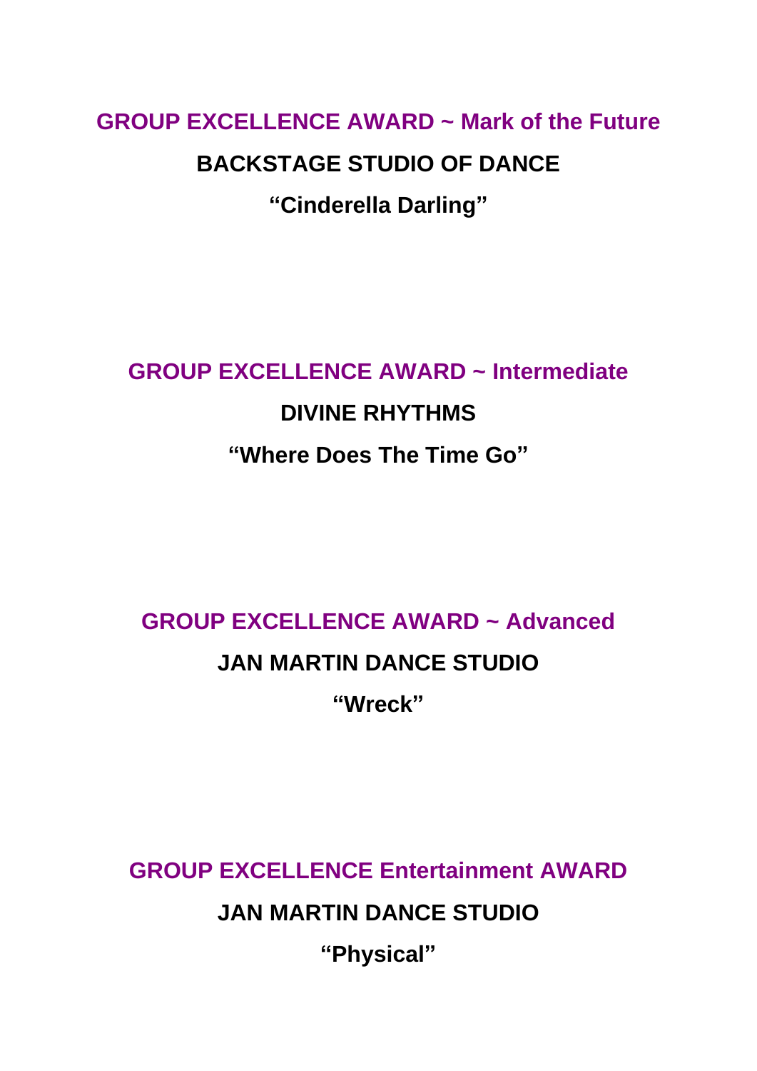## GROUP EXCELLENCE AWARD ~ Mark of the Future

**BACKSTAGE STUDIO OF DANCE**

**"Cinderella Darling"**

## GROUP EXCELLENCE AWARD ~ Intermediate

**DIVINE RHYTHMS**

**"Where Does The Time Go"**

## GROUP EXCELLENCE AWARD ~ Advanced

**JAN MARTIN DANCE STUDIO**

**"Wreck"**

## GROUP EXCELLENCE Entertainment AWARD

**JAN MARTIN DANCE STUDIO**

**"Physical"**